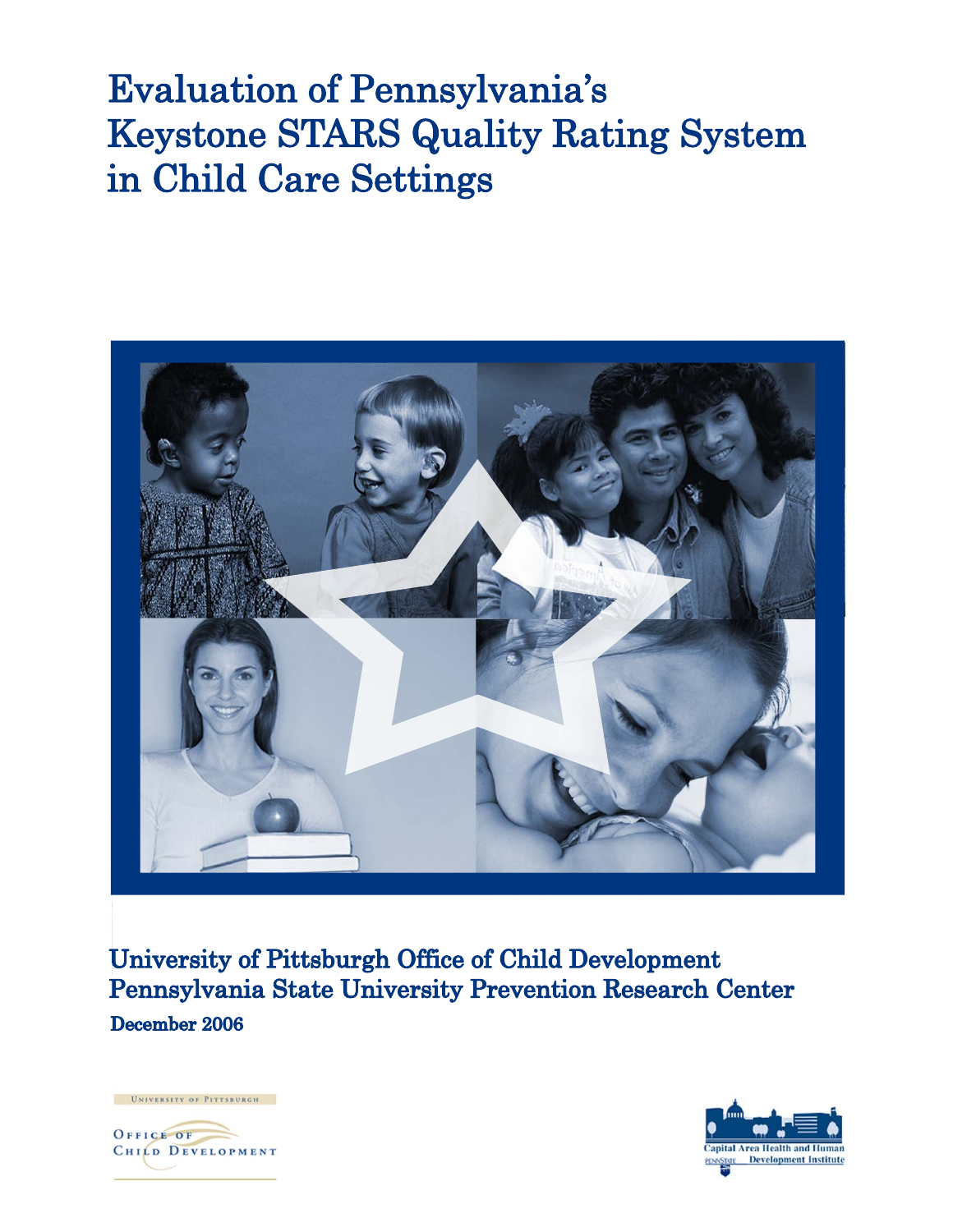# Evaluation of Pennsylvania's Keystone STARS Quality Rating System in Child Care Settings

University of Pittsburgh Office of Child Development
Pennsylvania State University Prevention Research Center

**December 2006**

University of Pittsburgh
Office of Child Development

Capital Area Health and Human Development Institute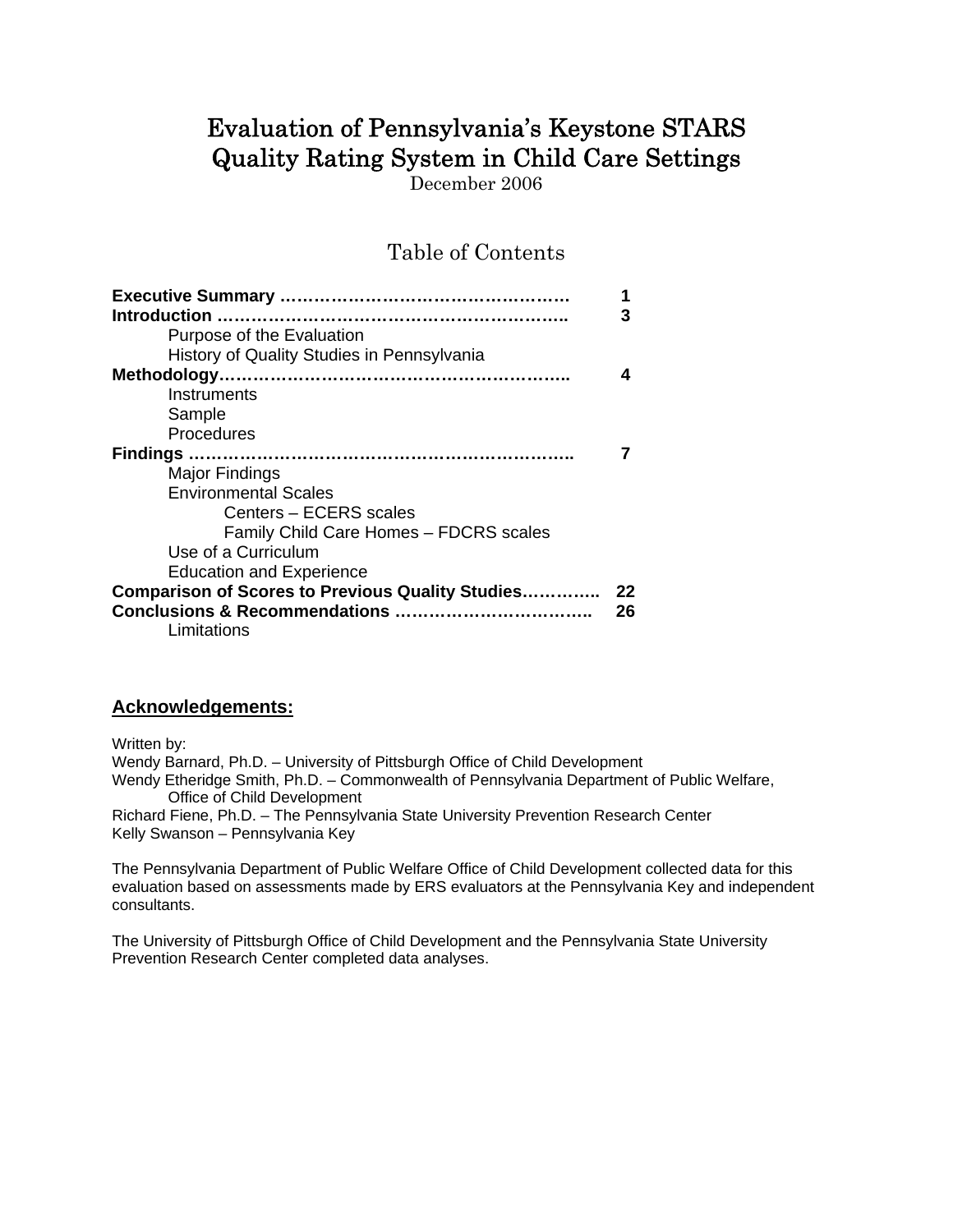# Evaluation of Pennsylvania's Keystone STARS Quality Rating System in Child Care Settings

December 2006

## Table of Contents

**Executive Summary** ............................................ 1

**Introduction** ............................................ 3

- Purpose of the Evaluation
- History of Quality Studies in Pennsylvania

**Methodology** ............................................ 4

- Instruments
- Sample
- Procedures

**Findings** ............................................ 7

- Major Findings
- Environmental Scales
  - Centers – ECERS scales
  - Family Child Care Homes – FDCRS scales
- Use of a Curriculum
- Education and Experience

**Comparison of Scores to Previous Quality Studies** ............................................ 22

**Conclusions & Recommendations** ............................................ 26

- Limitations

## Acknowledgements:

Written by:

Wendy Barnard, Ph.D. – University of Pittsburgh Office of Child Development

Wendy Etheridge Smith, Ph.D. – Commonwealth of Pennsylvania Department of Public Welfare, Office of Child Development

Richard Fiene, Ph.D. – The Pennsylvania State University Prevention Research Center

Kelly Swanson – Pennsylvania Key

The Pennsylvania Department of Public Welfare Office of Child Development collected data for this evaluation based on assessments made by ERS evaluators at the Pennsylvania Key and independent consultants.

The University of Pittsburgh Office of Child Development and the Pennsylvania State University Prevention Research Center completed data analyses.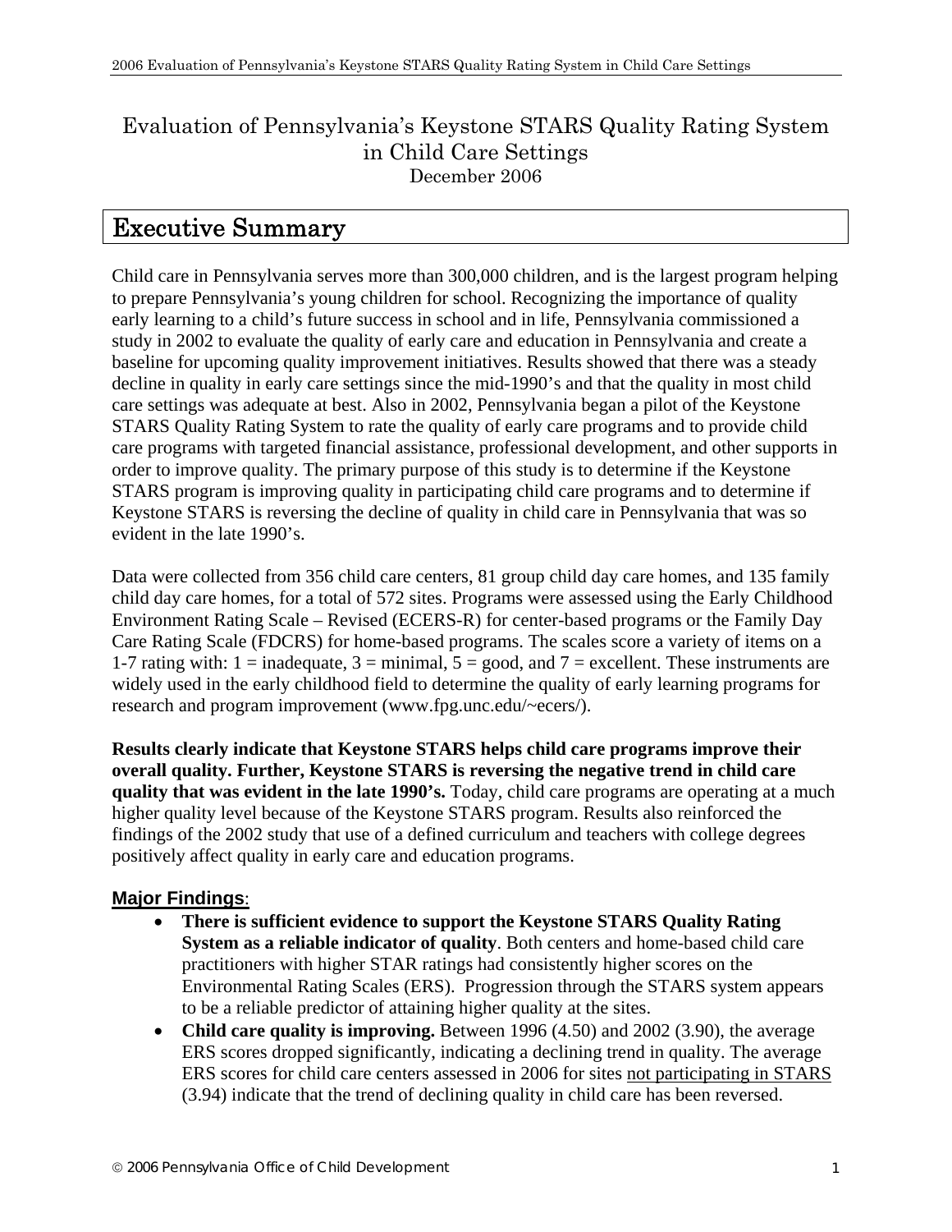# Evaluation of Pennsylvania's Keystone STARS Quality Rating System in Child Care Settings

December 2006

## Executive Summary

Child care in Pennsylvania serves more than 300,000 children, and is the largest program helping to prepare Pennsylvania's young children for school. Recognizing the importance of quality early learning to a child's future success in school and in life, Pennsylvania commissioned a study in 2002 to evaluate the quality of early care and education in Pennsylvania and create a baseline for upcoming quality improvement initiatives. Results showed that there was a steady decline in quality in early care settings since the mid-1990's and that the quality in most child care settings was adequate at best. Also in 2002, Pennsylvania began a pilot of the Keystone STARS Quality Rating System to rate the quality of early care programs and to provide child care programs with targeted financial assistance, professional development, and other supports in order to improve quality. The primary purpose of this study is to determine if the Keystone STARS program is improving quality in participating child care programs and to determine if Keystone STARS is reversing the decline of quality in child care in Pennsylvania that was so evident in the late 1990's.

Data were collected from 356 child care centers, 81 group child day care homes, and 135 family child day care homes, for a total of 572 sites. Programs were assessed using the Early Childhood Environment Rating Scale – Revised (ECERS-R) for center-based programs or the Family Day Care Rating Scale (FDCRS) for home-based programs. The scales score a variety of items on a 1-7 rating with: 1 = inadequate, 3 = minimal, 5 = good, and 7 = excellent. These instruments are widely used in the early childhood field to determine the quality of early learning programs for research and program improvement (www.fpg.unc.edu/~ecers/).

**Results clearly indicate that Keystone STARS helps child care programs improve their overall quality. Further, Keystone STARS is reversing the negative trend in child care quality that was evident in the late 1990's.** Today, child care programs are operating at a much higher quality level because of the Keystone STARS program. Results also reinforced the findings of the 2002 study that use of a defined curriculum and teachers with college degrees positively affect quality in early care and education programs.

### Major Findings:

- **There is sufficient evidence to support the Keystone STARS Quality Rating System as a reliable indicator of quality**. Both centers and home-based child care practitioners with higher STAR ratings had consistently higher scores on the Environmental Rating Scales (ERS). Progression through the STARS system appears to be a reliable predictor of attaining higher quality at the sites.
- **Child care quality is improving.** Between 1996 (4.50) and 2002 (3.90), the average ERS scores dropped significantly, indicating a declining trend in quality. The average ERS scores for child care centers assessed in 2006 for sites <u>not participating in STARS</u> (3.94) indicate that the trend of declining quality in child care has been reversed.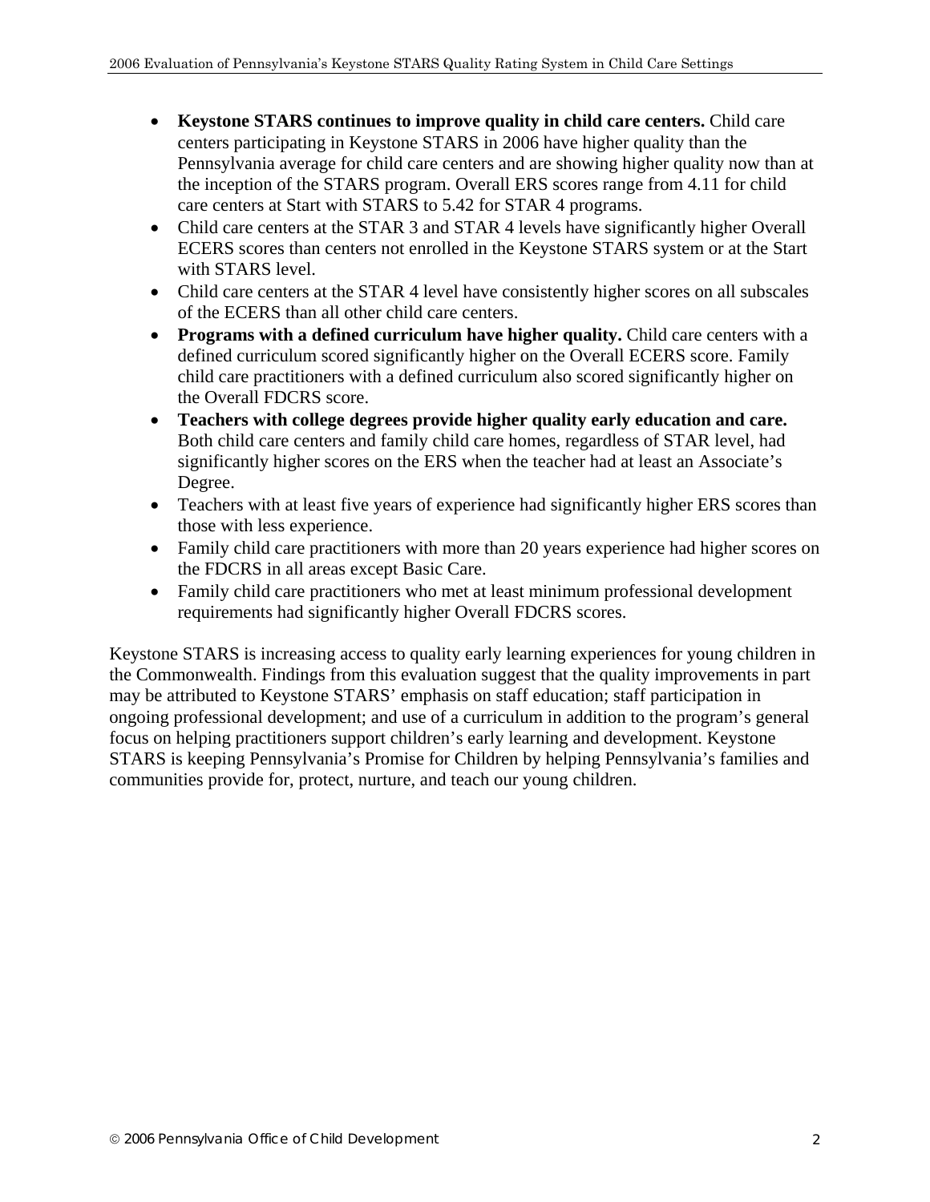- **Keystone STARS continues to improve quality in child care centers.** Child care centers participating in Keystone STARS in 2006 have higher quality than the Pennsylvania average for child care centers and are showing higher quality now than at the inception of the STARS program. Overall ERS scores range from 4.11 for child care centers at Start with STARS to 5.42 for STAR 4 programs.
- Child care centers at the STAR 3 and STAR 4 levels have significantly higher Overall ECERS scores than centers not enrolled in the Keystone STARS system or at the Start with STARS level.
- Child care centers at the STAR 4 level have consistently higher scores on all subscales of the ECERS than all other child care centers.
- **Programs with a defined curriculum have higher quality.** Child care centers with a defined curriculum scored significantly higher on the Overall ECERS score. Family child care practitioners with a defined curriculum also scored significantly higher on the Overall FDCRS score.
- **Teachers with college degrees provide higher quality early education and care.** Both child care centers and family child care homes, regardless of STAR level, had significantly higher scores on the ERS when the teacher had at least an Associate's Degree.
- Teachers with at least five years of experience had significantly higher ERS scores than those with less experience.
- Family child care practitioners with more than 20 years experience had higher scores on the FDCRS in all areas except Basic Care.
- Family child care practitioners who met at least minimum professional development requirements had significantly higher Overall FDCRS scores.

Keystone STARS is increasing access to quality early learning experiences for young children in the Commonwealth. Findings from this evaluation suggest that the quality improvements in part may be attributed to Keystone STARS' emphasis on staff education; staff participation in ongoing professional development; and use of a curriculum in addition to the program's general focus on helping practitioners support children's early learning and development. Keystone STARS is keeping Pennsylvania's Promise for Children by helping Pennsylvania's families and communities provide for, protect, nurture, and teach our young children.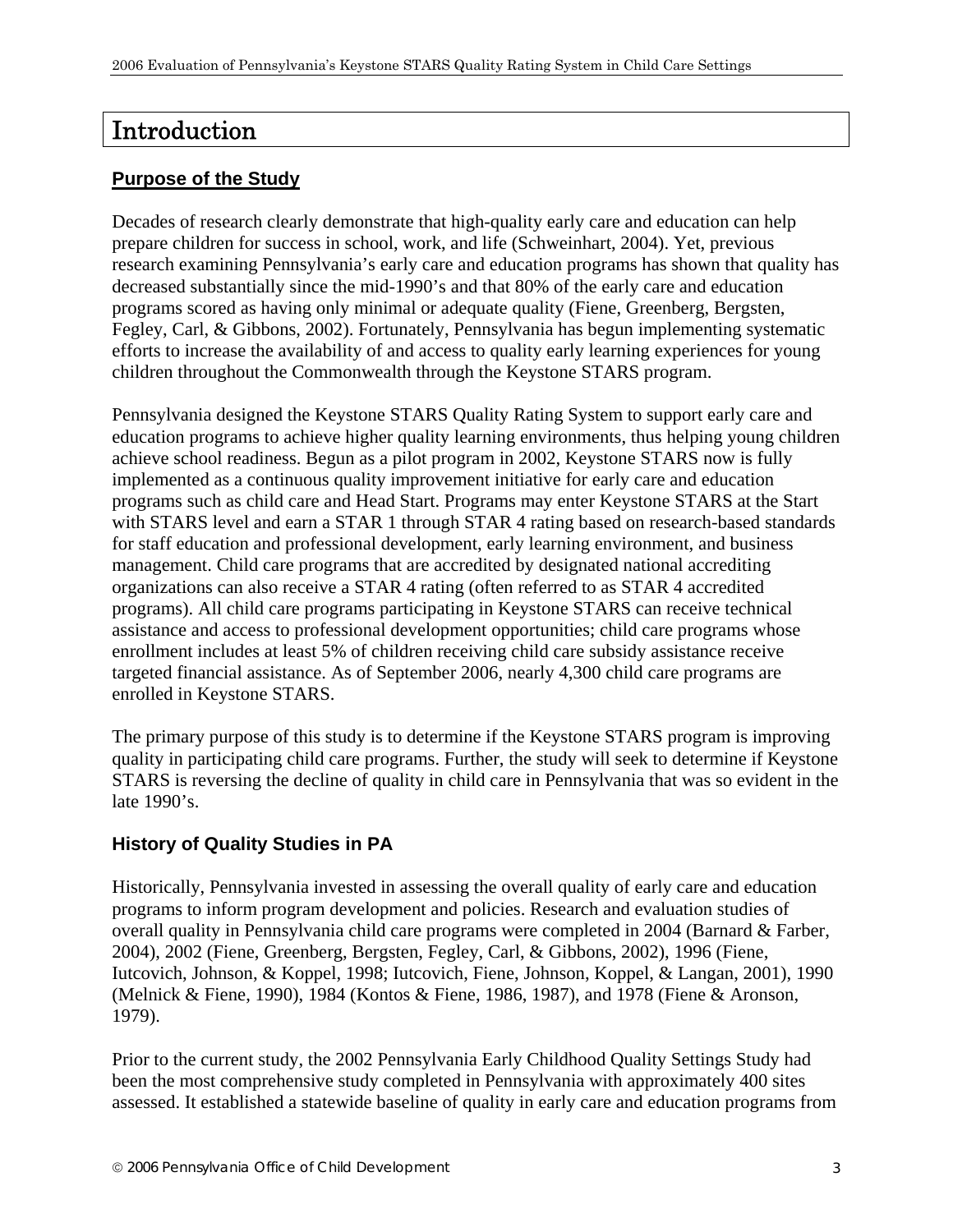# Introduction

## Purpose of the Study

Decades of research clearly demonstrate that high-quality early care and education can help prepare children for success in school, work, and life (Schweinhart, 2004). Yet, previous research examining Pennsylvania's early care and education programs has shown that quality has decreased substantially since the mid-1990's and that 80% of the early care and education programs scored as having only minimal or adequate quality (Fiene, Greenberg, Bergsten, Fegley, Carl, & Gibbons, 2002). Fortunately, Pennsylvania has begun implementing systematic efforts to increase the availability of and access to quality early learning experiences for young children throughout the Commonwealth through the Keystone STARS program.

Pennsylvania designed the Keystone STARS Quality Rating System to support early care and education programs to achieve higher quality learning environments, thus helping young children achieve school readiness. Begun as a pilot program in 2002, Keystone STARS now is fully implemented as a continuous quality improvement initiative for early care and education programs such as child care and Head Start. Programs may enter Keystone STARS at the Start with STARS level and earn a STAR 1 through STAR 4 rating based on research-based standards for staff education and professional development, early learning environment, and business management. Child care programs that are accredited by designated national accrediting organizations can also receive a STAR 4 rating (often referred to as STAR 4 accredited programs). All child care programs participating in Keystone STARS can receive technical assistance and access to professional development opportunities; child care programs whose enrollment includes at least 5% of children receiving child care subsidy assistance receive targeted financial assistance. As of September 2006, nearly 4,300 child care programs are enrolled in Keystone STARS.

The primary purpose of this study is to determine if the Keystone STARS program is improving quality in participating child care programs. Further, the study will seek to determine if Keystone STARS is reversing the decline of quality in child care in Pennsylvania that was so evident in the late 1990's.

### History of Quality Studies in PA

Historically, Pennsylvania invested in assessing the overall quality of early care and education programs to inform program development and policies. Research and evaluation studies of overall quality in Pennsylvania child care programs were completed in 2004 (Barnard & Farber, 2004), 2002 (Fiene, Greenberg, Bergsten, Fegley, Carl, & Gibbons, 2002), 1996 (Fiene, Iutcovich, Johnson, & Koppel, 1998; Iutcovich, Fiene, Johnson, Koppel, & Langan, 2001), 1990 (Melnick & Fiene, 1990), 1984 (Kontos & Fiene, 1986, 1987), and 1978 (Fiene & Aronson, 1979).

Prior to the current study, the 2002 Pennsylvania Early Childhood Quality Settings Study had been the most comprehensive study completed in Pennsylvania with approximately 400 sites assessed. It established a statewide baseline of quality in early care and education programs from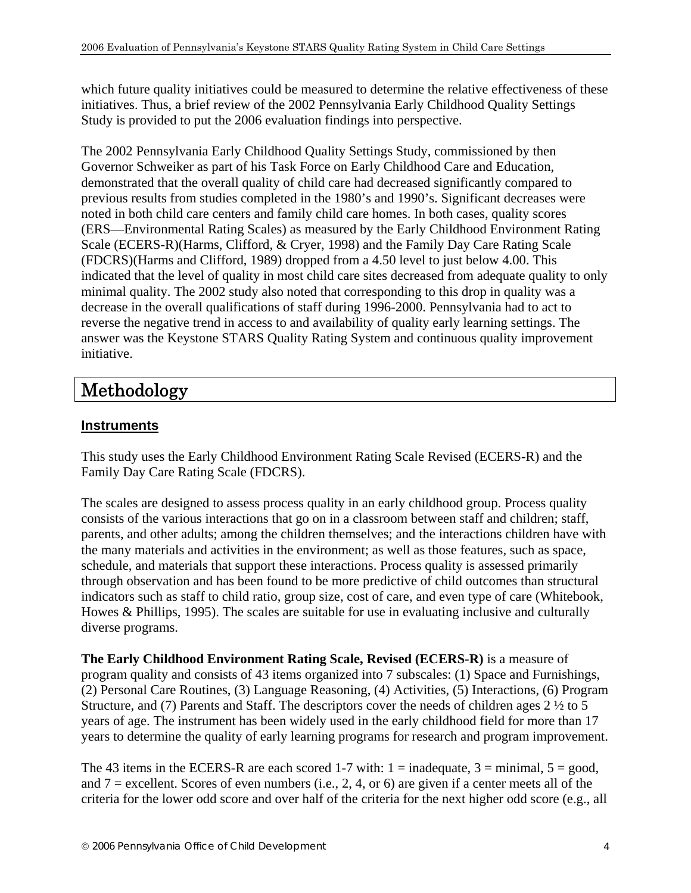which future quality initiatives could be measured to determine the relative effectiveness of these initiatives. Thus, a brief review of the 2002 Pennsylvania Early Childhood Quality Settings Study is provided to put the 2006 evaluation findings into perspective.

The 2002 Pennsylvania Early Childhood Quality Settings Study, commissioned by then Governor Schweiker as part of his Task Force on Early Childhood Care and Education, demonstrated that the overall quality of child care had decreased significantly compared to previous results from studies completed in the 1980's and 1990's. Significant decreases were noted in both child care centers and family child care homes. In both cases, quality scores (ERS—Environmental Rating Scales) as measured by the Early Childhood Environment Rating Scale (ECERS-R)(Harms, Clifford, & Cryer, 1998) and the Family Day Care Rating Scale (FDCRS)(Harms and Clifford, 1989) dropped from a 4.50 level to just below 4.00. This indicated that the level of quality in most child care sites decreased from adequate quality to only minimal quality. The 2002 study also noted that corresponding to this drop in quality was a decrease in the overall qualifications of staff during 1996-2000. Pennsylvania had to act to reverse the negative trend in access to and availability of quality early learning settings. The answer was the Keystone STARS Quality Rating System and continuous quality improvement initiative.

# Methodology

## Instruments

This study uses the Early Childhood Environment Rating Scale Revised (ECERS-R) and the Family Day Care Rating Scale (FDCRS).

The scales are designed to assess process quality in an early childhood group. Process quality consists of the various interactions that go on in a classroom between staff and children; staff, parents, and other adults; among the children themselves; and the interactions children have with the many materials and activities in the environment; as well as those features, such as space, schedule, and materials that support these interactions. Process quality is assessed primarily through observation and has been found to be more predictive of child outcomes than structural indicators such as staff to child ratio, group size, cost of care, and even type of care (Whitebook, Howes & Phillips, 1995). The scales are suitable for use in evaluating inclusive and culturally diverse programs.

**The Early Childhood Environment Rating Scale, Revised (ECERS-R)** is a measure of program quality and consists of 43 items organized into 7 subscales: (1) Space and Furnishings, (2) Personal Care Routines, (3) Language Reasoning, (4) Activities, (5) Interactions, (6) Program Structure, and (7) Parents and Staff. The descriptors cover the needs of children ages 2 ½ to 5 years of age. The instrument has been widely used in the early childhood field for more than 17 years to determine the quality of early learning programs for research and program improvement.

The 43 items in the ECERS-R are each scored 1-7 with: 1 = inadequate, 3 = minimal, 5 = good, and 7 = excellent. Scores of even numbers (i.e., 2, 4, or 6) are given if a center meets all of the criteria for the lower odd score and over half of the criteria for the next higher odd score (e.g., all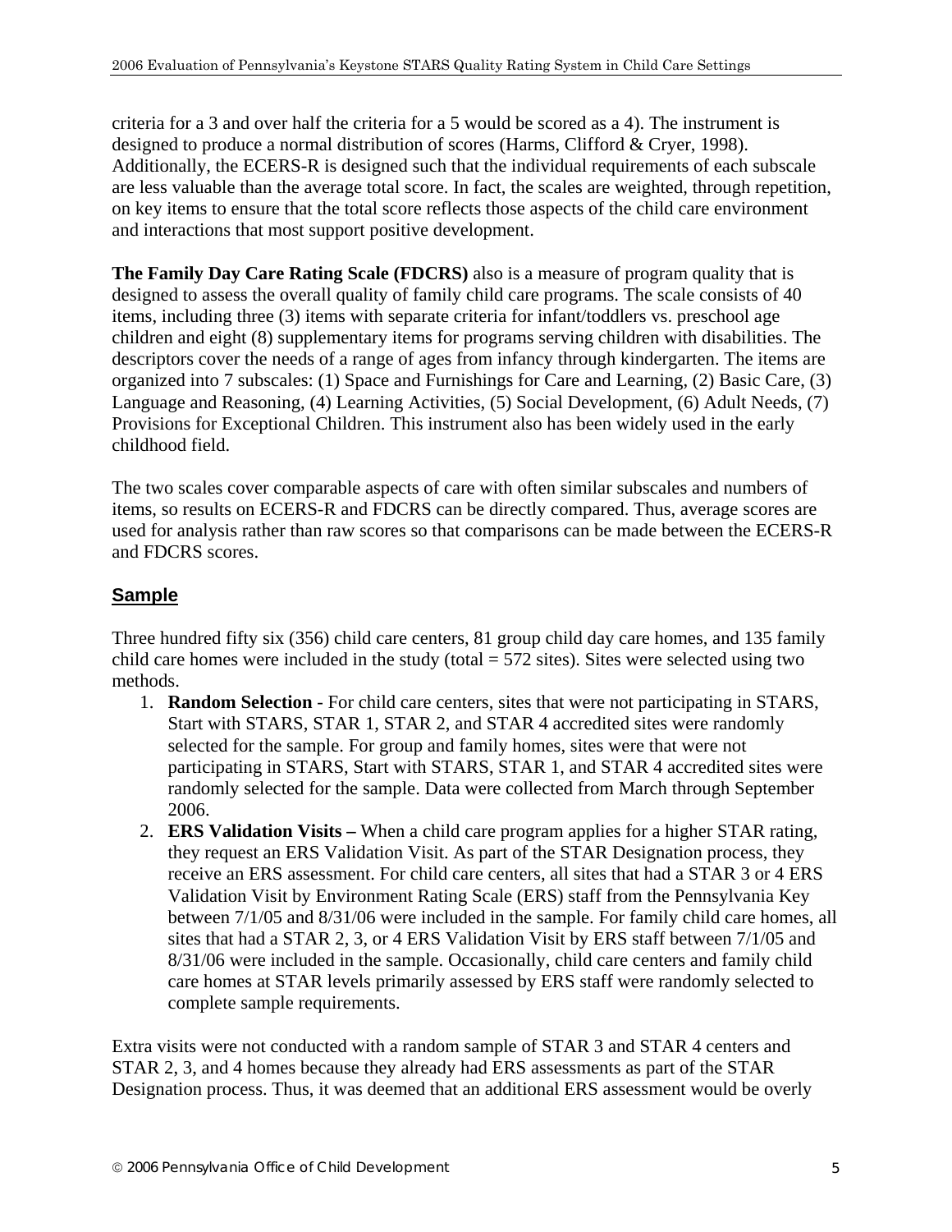criteria for a 3 and over half the criteria for a 5 would be scored as a 4). The instrument is designed to produce a normal distribution of scores (Harms, Clifford & Cryer, 1998). Additionally, the ECERS-R is designed such that the individual requirements of each subscale are less valuable than the average total score. In fact, the scales are weighted, through repetition, on key items to ensure that the total score reflects those aspects of the child care environment and interactions that most support positive development.

**The Family Day Care Rating Scale (FDCRS)** also is a measure of program quality that is designed to assess the overall quality of family child care programs. The scale consists of 40 items, including three (3) items with separate criteria for infant/toddlers vs. preschool age children and eight (8) supplementary items for programs serving children with disabilities. The descriptors cover the needs of a range of ages from infancy through kindergarten. The items are organized into 7 subscales: (1) Space and Furnishings for Care and Learning, (2) Basic Care, (3) Language and Reasoning, (4) Learning Activities, (5) Social Development, (6) Adult Needs, (7) Provisions for Exceptional Children. This instrument also has been widely used in the early childhood field.

The two scales cover comparable aspects of care with often similar subscales and numbers of items, so results on ECERS-R and FDCRS can be directly compared. Thus, average scores are used for analysis rather than raw scores so that comparisons can be made between the ECERS-R and FDCRS scores.

## Sample

Three hundred fifty six (356) child care centers, 81 group child day care homes, and 135 family child care homes were included in the study (total = 572 sites). Sites were selected using two methods.

1. **Random Selection** - For child care centers, sites that were not participating in STARS, Start with STARS, STAR 1, STAR 2, and STAR 4 accredited sites were randomly selected for the sample. For group and family homes, sites were that were not participating in STARS, Start with STARS, STAR 1, and STAR 4 accredited sites were randomly selected for the sample. Data were collected from March through September 2006.
2. **ERS Validation Visits –** When a child care program applies for a higher STAR rating, they request an ERS Validation Visit. As part of the STAR Designation process, they receive an ERS assessment. For child care centers, all sites that had a STAR 3 or 4 ERS Validation Visit by Environment Rating Scale (ERS) staff from the Pennsylvania Key between 7/1/05 and 8/31/06 were included in the sample. For family child care homes, all sites that had a STAR 2, 3, or 4 ERS Validation Visit by ERS staff between 7/1/05 and 8/31/06 were included in the sample. Occasionally, child care centers and family child care homes at STAR levels primarily assessed by ERS staff were randomly selected to complete sample requirements.

Extra visits were not conducted with a random sample of STAR 3 and STAR 4 centers and STAR 2, 3, and 4 homes because they already had ERS assessments as part of the STAR Designation process. Thus, it was deemed that an additional ERS assessment would be overly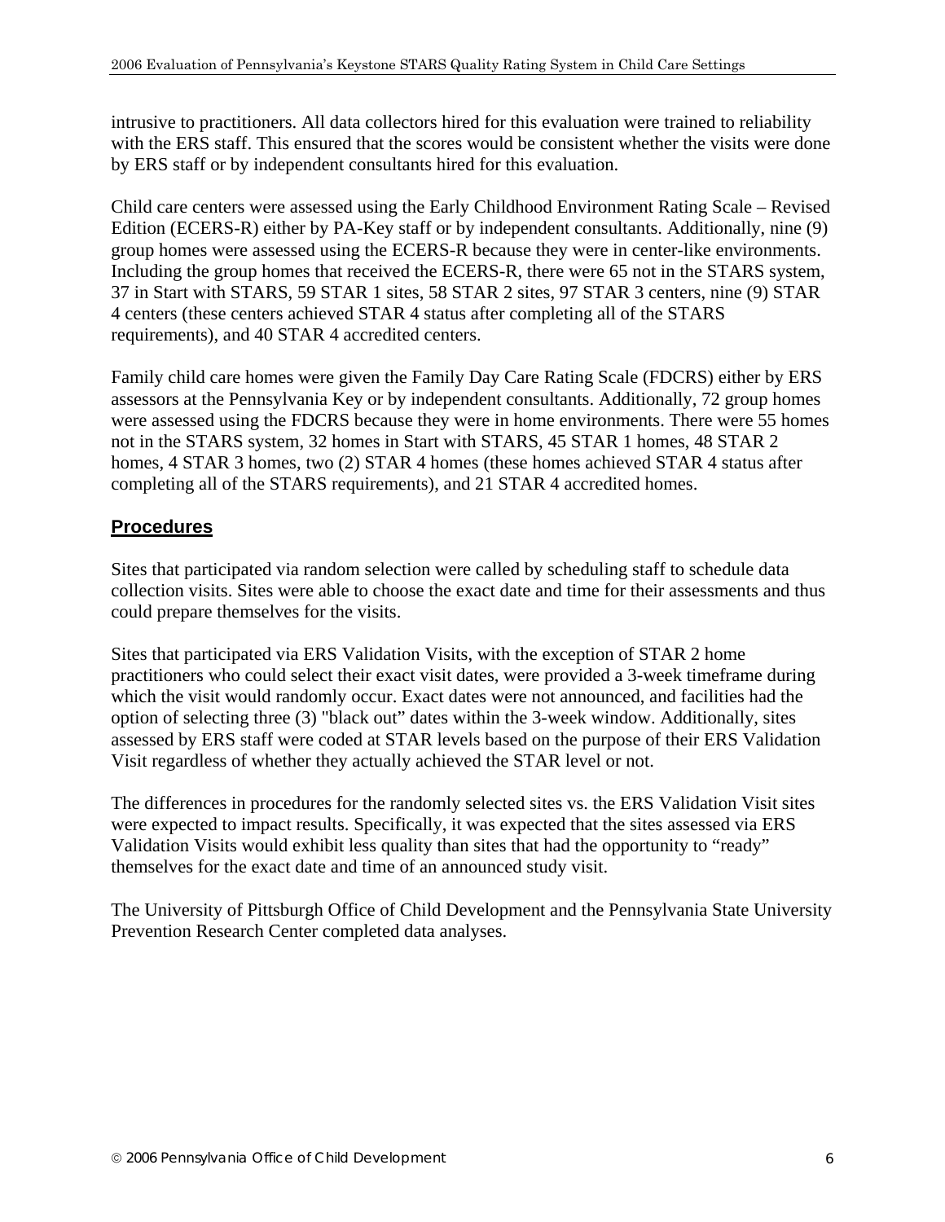intrusive to practitioners. All data collectors hired for this evaluation were trained to reliability with the ERS staff. This ensured that the scores would be consistent whether the visits were done by ERS staff or by independent consultants hired for this evaluation.

Child care centers were assessed using the Early Childhood Environment Rating Scale – Revised Edition (ECERS-R) either by PA-Key staff or by independent consultants. Additionally, nine (9) group homes were assessed using the ECERS-R because they were in center-like environments. Including the group homes that received the ECERS-R, there were 65 not in the STARS system, 37 in Start with STARS, 59 STAR 1 sites, 58 STAR 2 sites, 97 STAR 3 centers, nine (9) STAR 4 centers (these centers achieved STAR 4 status after completing all of the STARS requirements), and 40 STAR 4 accredited centers.

Family child care homes were given the Family Day Care Rating Scale (FDCRS) either by ERS assessors at the Pennsylvania Key or by independent consultants. Additionally, 72 group homes were assessed using the FDCRS because they were in home environments. There were 55 homes not in the STARS system, 32 homes in Start with STARS, 45 STAR 1 homes, 48 STAR 2 homes, 4 STAR 3 homes, two (2) STAR 4 homes (these homes achieved STAR 4 status after completing all of the STARS requirements), and 21 STAR 4 accredited homes.

## Procedures

Sites that participated via random selection were called by scheduling staff to schedule data collection visits. Sites were able to choose the exact date and time for their assessments and thus could prepare themselves for the visits.

Sites that participated via ERS Validation Visits, with the exception of STAR 2 home practitioners who could select their exact visit dates, were provided a 3-week timeframe during which the visit would randomly occur. Exact dates were not announced, and facilities had the option of selecting three (3) "black out" dates within the 3-week window. Additionally, sites assessed by ERS staff were coded at STAR levels based on the purpose of their ERS Validation Visit regardless of whether they actually achieved the STAR level or not.

The differences in procedures for the randomly selected sites vs. the ERS Validation Visit sites were expected to impact results. Specifically, it was expected that the sites assessed via ERS Validation Visits would exhibit less quality than sites that had the opportunity to "ready" themselves for the exact date and time of an announced study visit.

The University of Pittsburgh Office of Child Development and the Pennsylvania State University Prevention Research Center completed data analyses.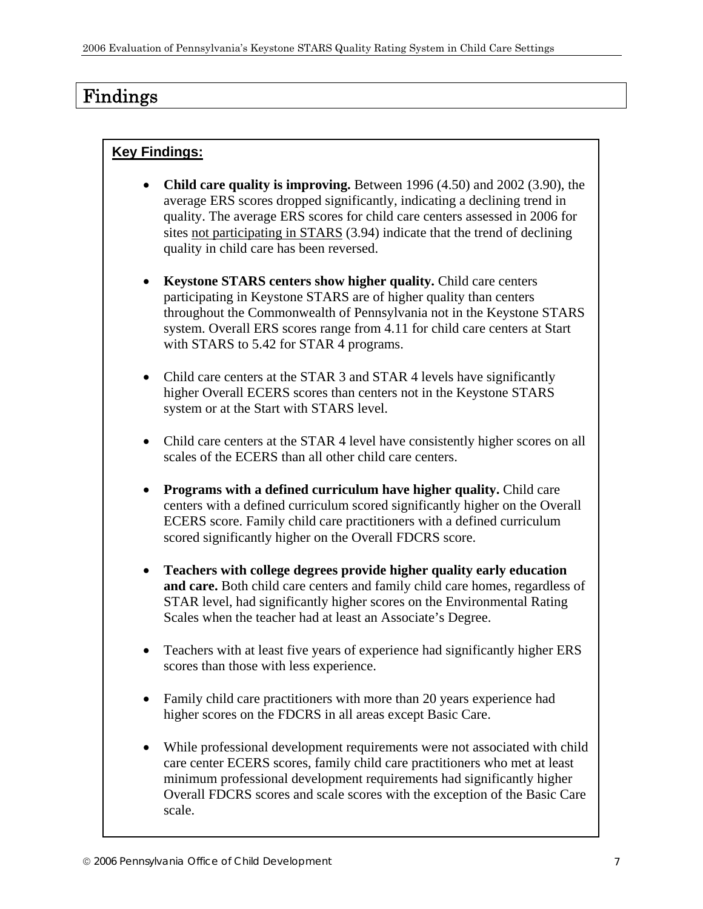# Findings

**Key Findings:**

- **Child care quality is improving.** Between 1996 (4.50) and 2002 (3.90), the average ERS scores dropped significantly, indicating a declining trend in quality. The average ERS scores for child care centers assessed in 2006 for sites not participating in STARS (3.94) indicate that the trend of declining quality in child care has been reversed.

- **Keystone STARS centers show higher quality.** Child care centers participating in Keystone STARS are of higher quality than centers throughout the Commonwealth of Pennsylvania not in the Keystone STARS system. Overall ERS scores range from 4.11 for child care centers at Start with STARS to 5.42 for STAR 4 programs.

- Child care centers at the STAR 3 and STAR 4 levels have significantly higher Overall ECERS scores than centers not in the Keystone STARS system or at the Start with STARS level.

- Child care centers at the STAR 4 level have consistently higher scores on all scales of the ECERS than all other child care centers.

- **Programs with a defined curriculum have higher quality.** Child care centers with a defined curriculum scored significantly higher on the Overall ECERS score. Family child care practitioners with a defined curriculum scored significantly higher on the Overall FDCRS score.

- **Teachers with college degrees provide higher quality early education and care.** Both child care centers and family child care homes, regardless of STAR level, had significantly higher scores on the Environmental Rating Scales when the teacher had at least an Associate's Degree.

- Teachers with at least five years of experience had significantly higher ERS scores than those with less experience.

- Family child care practitioners with more than 20 years experience had higher scores on the FDCRS in all areas except Basic Care.

- While professional development requirements were not associated with child care center ECERS scores, family child care practitioners who met at least minimum professional development requirements had significantly higher Overall FDCRS scores and scale scores with the exception of the Basic Care scale.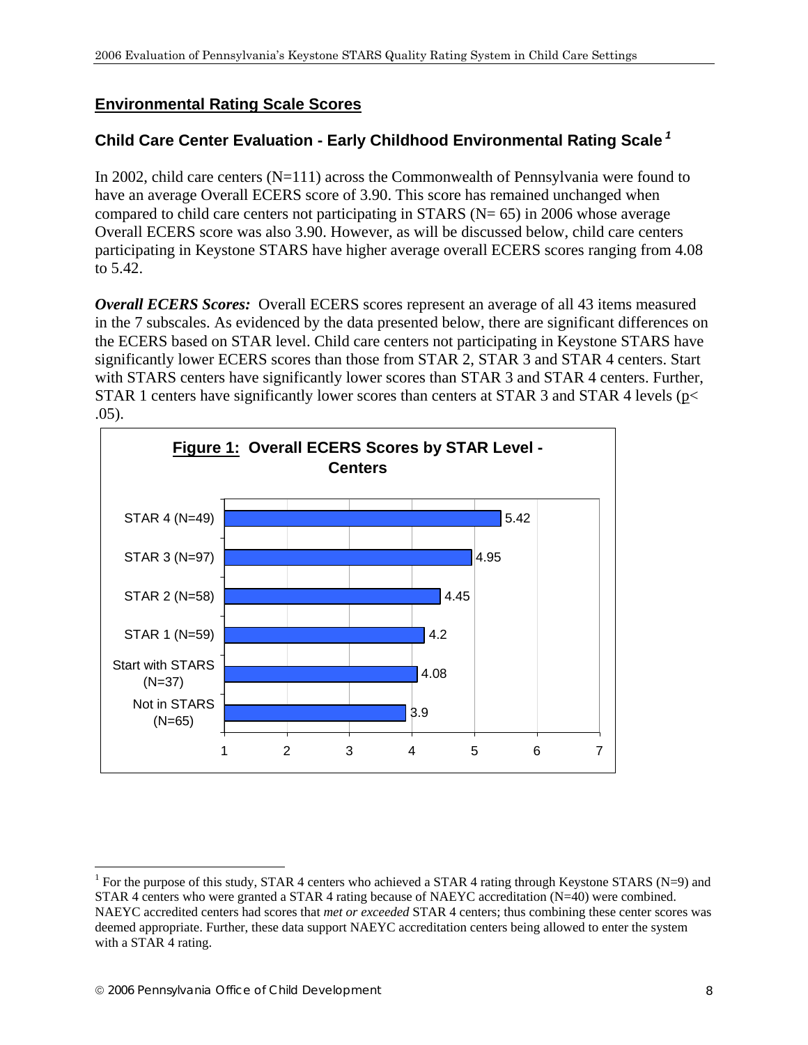## Environmental Rating Scale Scores

### Child Care Center Evaluation - Early Childhood Environmental Rating Scale [1]

In 2002, child care centers (N=111) across the Commonwealth of Pennsylvania were found to have an average Overall ECERS score of 3.90. This score has remained unchanged when compared to child care centers not participating in STARS (N= 65) in 2006 whose average Overall ECERS score was also 3.90. However, as will be discussed below, child care centers participating in Keystone STARS have higher average overall ECERS scores ranging from 4.08 to 5.42.

***Overall ECERS Scores:*** Overall ECERS scores represent an average of all 43 items measured in the 7 subscales. As evidenced by the data presented below, there are significant differences on the ECERS based on STAR level. Child care centers not participating in Keystone STARS have significantly lower ECERS scores than those from STAR 2, STAR 3 and STAR 4 centers. Start with STARS centers have significantly lower scores than STAR 3 and STAR 4 centers. Further, STAR 1 centers have significantly lower scores than centers at STAR 3 and STAR 4 levels ($p < .05$).

**Figure 1: Overall ECERS Scores by STAR Level - Centers**

| STAR Level | Overall ECERS Score |
|---|---|
| STAR 4 (N=49) | 5.42 |
| STAR 3 (N=97) | 4.95 |
| STAR 2 (N=58) | 4.45 |
| STAR 1 (N=59) | 4.2 |
| Start with STARS (N=37) | 4.08 |
| Not in STARS (N=65) | 3.9 |

[1] For the purpose of this study, STAR 4 centers who achieved a STAR 4 rating through Keystone STARS (N=9) and STAR 4 centers who were granted a STAR 4 rating because of NAEYC accreditation (N=40) were combined. NAEYC accredited centers had scores that *met or exceeded* STAR 4 centers; thus combining these center scores was deemed appropriate. Further, these data support NAEYC accreditation centers being allowed to enter the system with a STAR 4 rating.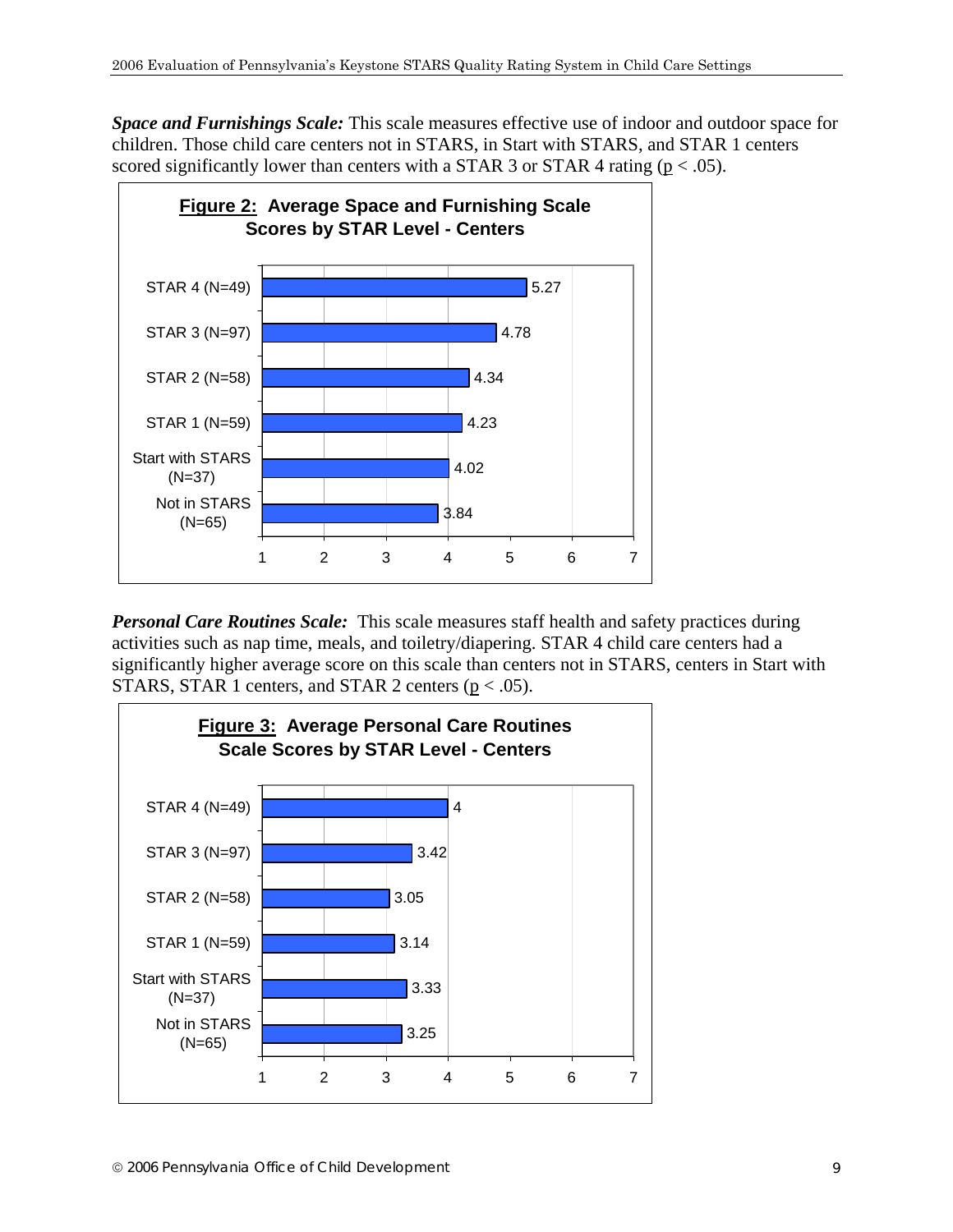***Space and Furnishings Scale:*** This scale measures effective use of indoor and outdoor space for children. Those child care centers not in STARS, in Start with STARS, and STAR 1 centers scored significantly lower than centers with a STAR 3 or STAR 4 rating ($p < .05$).

**Figure 2: Average Space and Furnishing Scale Scores by STAR Level - Centers**

| STAR Level | Average Score |
| --- | --- |
| STAR 4 (N=49) | 5.27 |
| STAR 3 (N=97) | 4.78 |
| STAR 2 (N=58) | 4.34 |
| STAR 1 (N=59) | 4.23 |
| Start with STARS (N=37) | 4.02 |
| Not in STARS (N=65) | 3.84 |

***Personal Care Routines Scale:*** This scale measures staff health and safety practices during activities such as nap time, meals, and toiletry/diapering. STAR 4 child care centers had a significantly higher average score on this scale than centers not in STARS, centers in Start with STARS, STAR 1 centers, and STAR 2 centers ($p < .05$).

**Figure 3: Average Personal Care Routines Scale Scores by STAR Level - Centers**

| STAR Level | Average Score |
| --- | --- |
| STAR 4 (N=49) | 4 |
| STAR 3 (N=97) | 3.42 |
| STAR 2 (N=58) | 3.05 |
| STAR 1 (N=59) | 3.14 |
| Start with STARS (N=37) | 3.33 |
| Not in STARS (N=65) | 3.25 |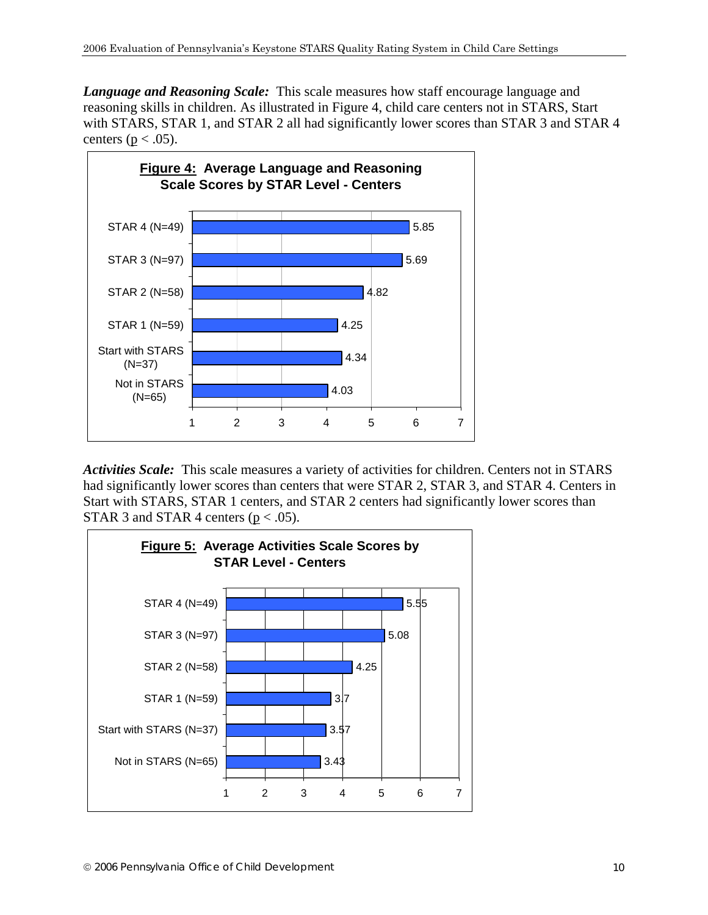***Language and Reasoning Scale:*** This scale measures how staff encourage language and reasoning skills in children. As illustrated in Figure 4, child care centers not in STARS, Start with STARS, STAR 1, and STAR 2 all had significantly lower scores than STAR 3 and STAR 4 centers ($p < .05$).

**Figure 4: Average Language and Reasoning Scale Scores by STAR Level - Centers**

| STAR Level | Score |
|---|---|
| STAR 4 (N=49) | 5.85 |
| STAR 3 (N=97) | 5.69 |
| STAR 2 (N=58) | 4.82 |
| STAR 1 (N=59) | 4.25 |
| Start with STARS (N=37) | 4.34 |
| Not in STARS (N=65) | 4.03 |

***Activities Scale:*** This scale measures a variety of activities for children. Centers not in STARS had significantly lower scores than centers that were STAR 2, STAR 3, and STAR 4. Centers in Start with STARS, STAR 1 centers, and STAR 2 centers had significantly lower scores than STAR 3 and STAR 4 centers ($p < .05$).

**Figure 5: Average Activities Scale Scores by STAR Level - Centers**

| STAR Level | Score |
|---|---|
| STAR 4 (N=49) | 5.55 |
| STAR 3 (N=97) | 5.08 |
| STAR 2 (N=58) | 4.25 |
| STAR 1 (N=59) | 3.7 |
| Start with STARS (N=37) | 3.57 |
| Not in STARS (N=65) | 3.43 |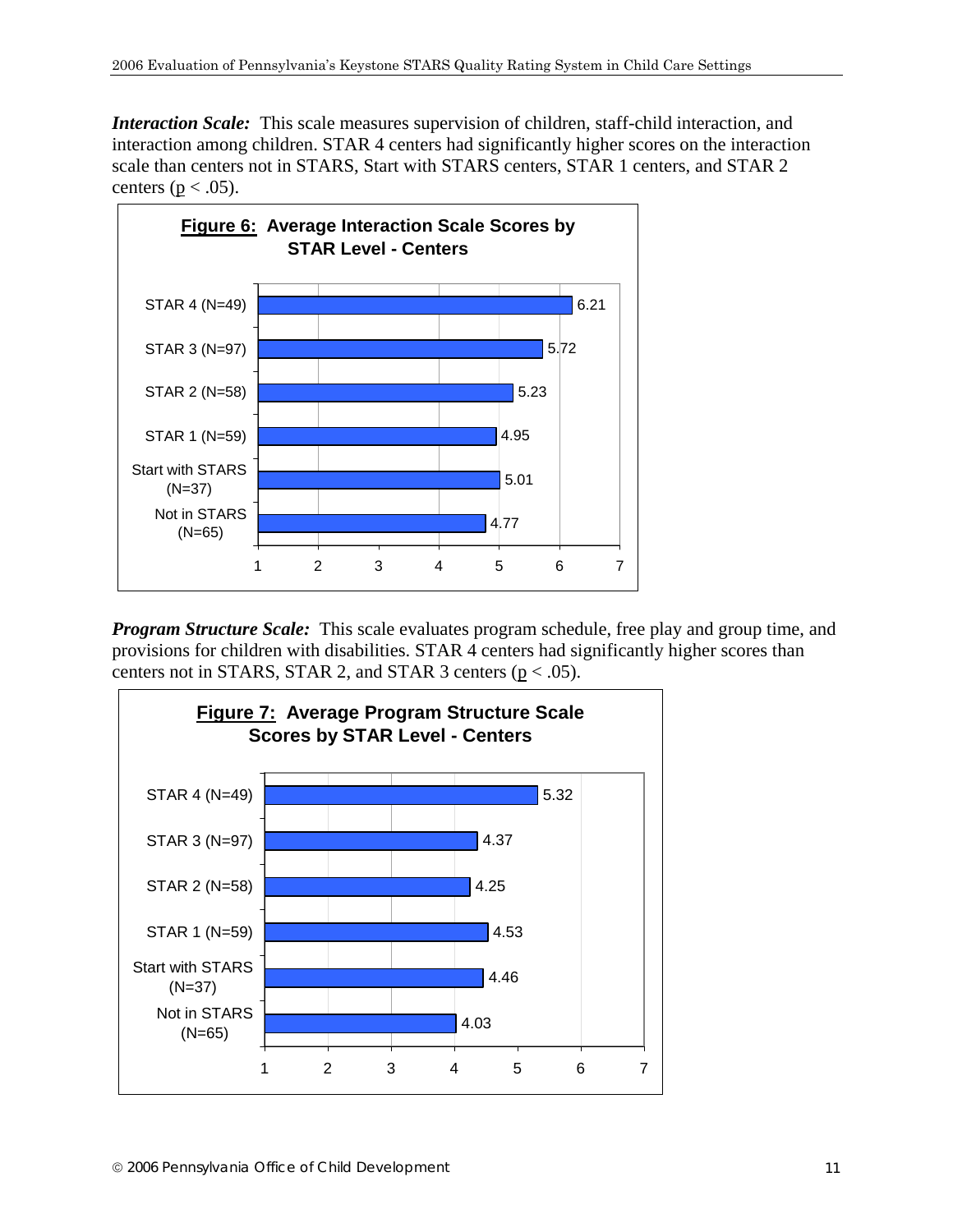***Interaction Scale:*** This scale measures supervision of children, staff-child interaction, and interaction among children. STAR 4 centers had significantly higher scores on the interaction scale than centers not in STARS, Start with STARS centers, STAR 1 centers, and STAR 2 centers ($p < .05$).

**Figure 6: Average Interaction Scale Scores by STAR Level - Centers**

| STAR Level | Average Score |
|---|---|
| STAR 4 (N=49) | 6.21 |
| STAR 3 (N=97) | 5.72 |
| STAR 2 (N=58) | 5.23 |
| STAR 1 (N=59) | 4.95 |
| Start with STARS (N=37) | 5.01 |
| Not in STARS (N=65) | 4.77 |

***Program Structure Scale:*** This scale evaluates program schedule, free play and group time, and provisions for children with disabilities. STAR 4 centers had significantly higher scores than centers not in STARS, STAR 2, and STAR 3 centers ($p < .05$).

**Figure 7: Average Program Structure Scale Scores by STAR Level - Centers**

| STAR Level | Average Score |
|---|---|
| STAR 4 (N=49) | 5.32 |
| STAR 3 (N=97) | 4.37 |
| STAR 2 (N=58) | 4.25 |
| STAR 1 (N=59) | 4.53 |
| Start with STARS (N=37) | 4.46 |
| Not in STARS (N=65) | 4.03 |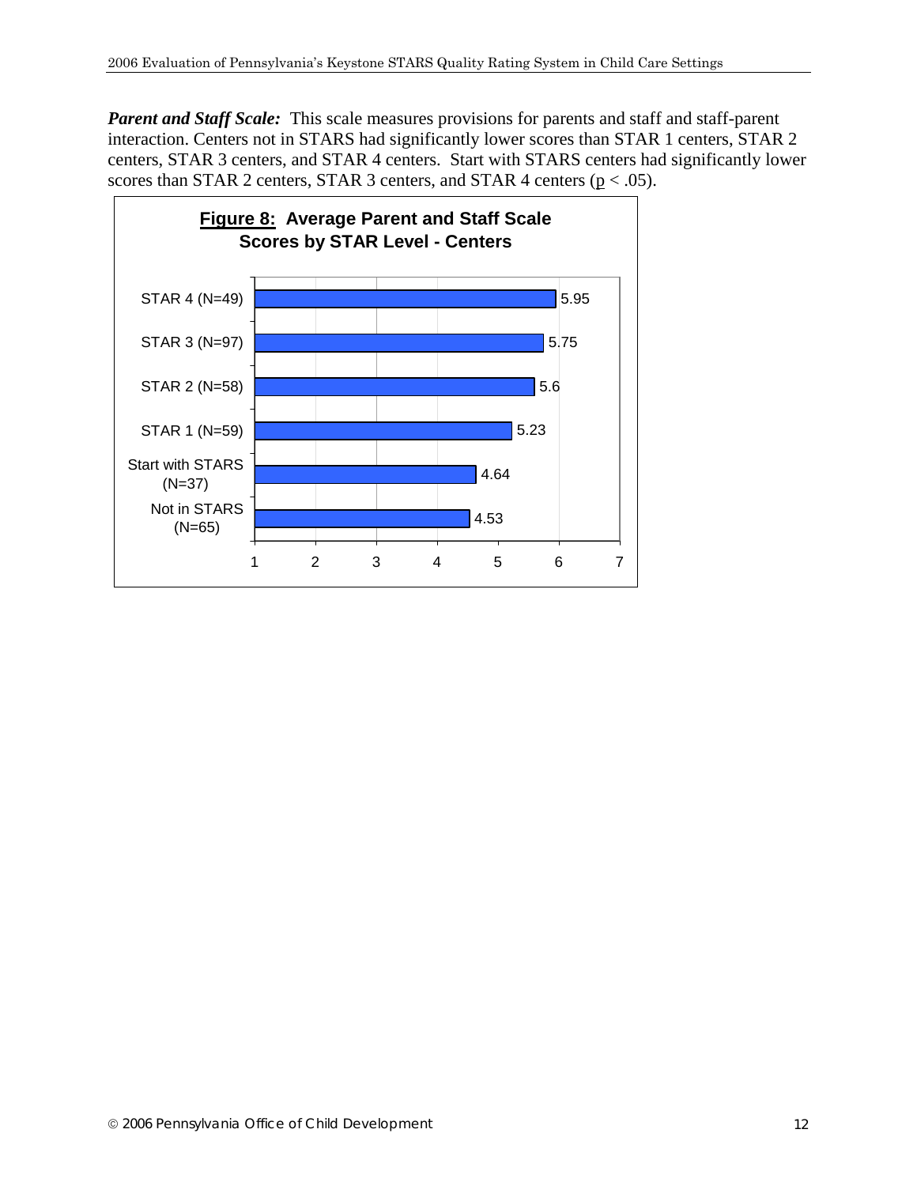***Parent and Staff Scale:*** This scale measures provisions for parents and staff and staff-parent interaction. Centers not in STARS had significantly lower scores than STAR 1 centers, STAR 2 centers, STAR 3 centers, and STAR 4 centers. Start with STARS centers had significantly lower scores than STAR 2 centers, STAR 3 centers, and STAR 4 centers ($p < .05$).

**Figure 8: Average Parent and Staff Scale Scores by STAR Level - Centers**

| STAR Level | Average Score |
|---|---|
| STAR 4 (N=49) | 5.95 |
| STAR 3 (N=97) | 5.75 |
| STAR 2 (N=58) | 5.6 |
| STAR 1 (N=59) | 5.23 |
| Start with STARS (N=37) | 4.64 |
| Not in STARS (N=65) | 4.53 |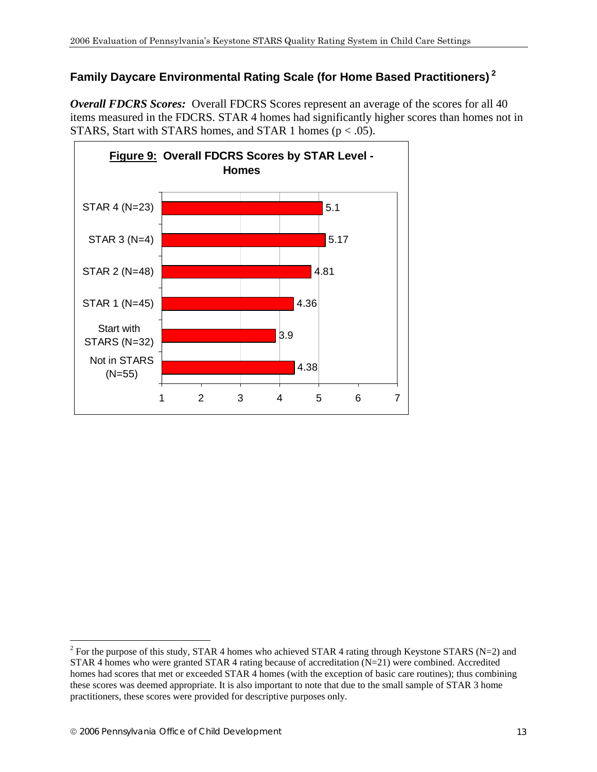## Family Daycare Environmental Rating Scale (for Home Based Practitioners) [2]

***Overall FDCRS Scores:*** Overall FDCRS Scores represent an average of the scores for all 40 items measured in the FDCRS. STAR 4 homes had significantly higher scores than homes not in STARS, Start with STARS homes, and STAR 1 homes ($p < .05$).

**Figure 9: Overall FDCRS Scores by STAR Level - Homes**

| STAR Level | Overall FDCRS Score |
|---|---|
| STAR 4 (N=23) | 5.1 |
| STAR 3 (N=4) | 5.17 |
| STAR 2 (N=48) | 4.81 |
| STAR 1 (N=45) | 4.36 |
| Start with STARS (N=32) | 3.9 |
| Not in STARS (N=55) | 4.38 |

[2] For the purpose of this study, STAR 4 homes who achieved STAR 4 rating through Keystone STARS (N=2) and STAR 4 homes who were granted STAR 4 rating because of accreditation (N=21) were combined. Accredited homes had scores that met or exceeded STAR 4 homes (with the exception of basic care routines); thus combining these scores was deemed appropriate. It is also important to note that due to the small sample of STAR 3 home practitioners, these scores were provided for descriptive purposes only.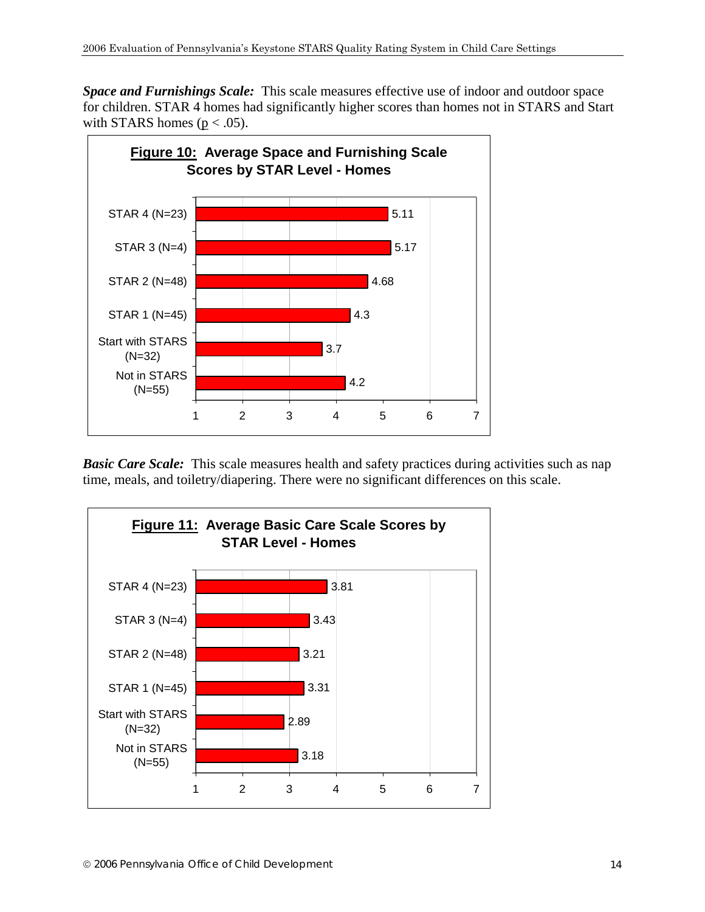***Space and Furnishings Scale:*** This scale measures effective use of indoor and outdoor space for children. STAR 4 homes had significantly higher scores than homes not in STARS and Start with STARS homes ($p < .05$).

**Figure 10: Average Space and Furnishing Scale Scores by STAR Level - Homes**

| STAR Level | Score |
|---|---|
| STAR 4 (N=23) | 5.11 |
| STAR 3 (N=4) | 5.17 |
| STAR 2 (N=48) | 4.68 |
| STAR 1 (N=45) | 4.3 |
| Start with STARS (N=32) | 3.7 |
| Not in STARS (N=55) | 4.2 |

***Basic Care Scale:*** This scale measures health and safety practices during activities such as nap time, meals, and toiletry/diapering. There were no significant differences on this scale.

**Figure 11: Average Basic Care Scale Scores by STAR Level - Homes**

| STAR Level | Score |
|---|---|
| STAR 4 (N=23) | 3.81 |
| STAR 3 (N=4) | 3.43 |
| STAR 2 (N=48) | 3.21 |
| STAR 1 (N=45) | 3.31 |
| Start with STARS (N=32) | 2.89 |
| Not in STARS (N=55) | 3.18 |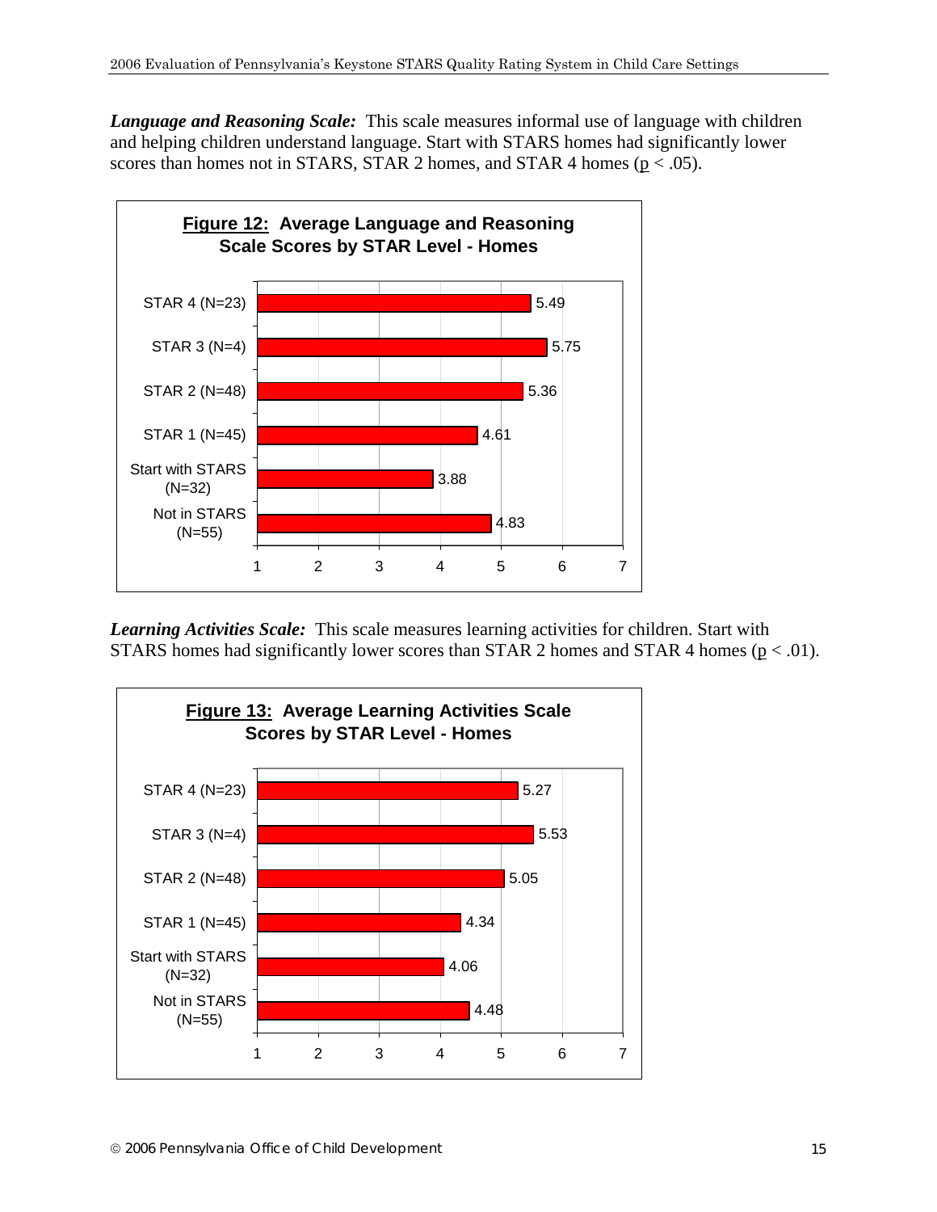***Language and Reasoning Scale:*** This scale measures informal use of language with children and helping children understand language. Start with STARS homes had significantly lower scores than homes not in STARS, STAR 2 homes, and STAR 4 homes ($p < .05$).

**Figure 12: Average Language and Reasoning Scale Scores by STAR Level - Homes**

| STAR Level | Score |
|---|---|
| STAR 4 (N=23) | 5.49 |
| STAR 3 (N=4) | 5.75 |
| STAR 2 (N=48) | 5.36 |
| STAR 1 (N=45) | 4.61 |
| Start with STARS (N=32) | 3.88 |
| Not in STARS (N=55) | 4.83 |

***Learning Activities Scale:*** This scale measures learning activities for children. Start with STARS homes had significantly lower scores than STAR 2 homes and STAR 4 homes ($p < .01$).

**Figure 13: Average Learning Activities Scale Scores by STAR Level - Homes**

| STAR Level | Score |
|---|---|
| STAR 4 (N=23) | 5.27 |
| STAR 3 (N=4) | 5.53 |
| STAR 2 (N=48) | 5.05 |
| STAR 1 (N=45) | 4.34 |
| Start with STARS (N=32) | 4.06 |
| Not in STARS (N=55) | 4.48 |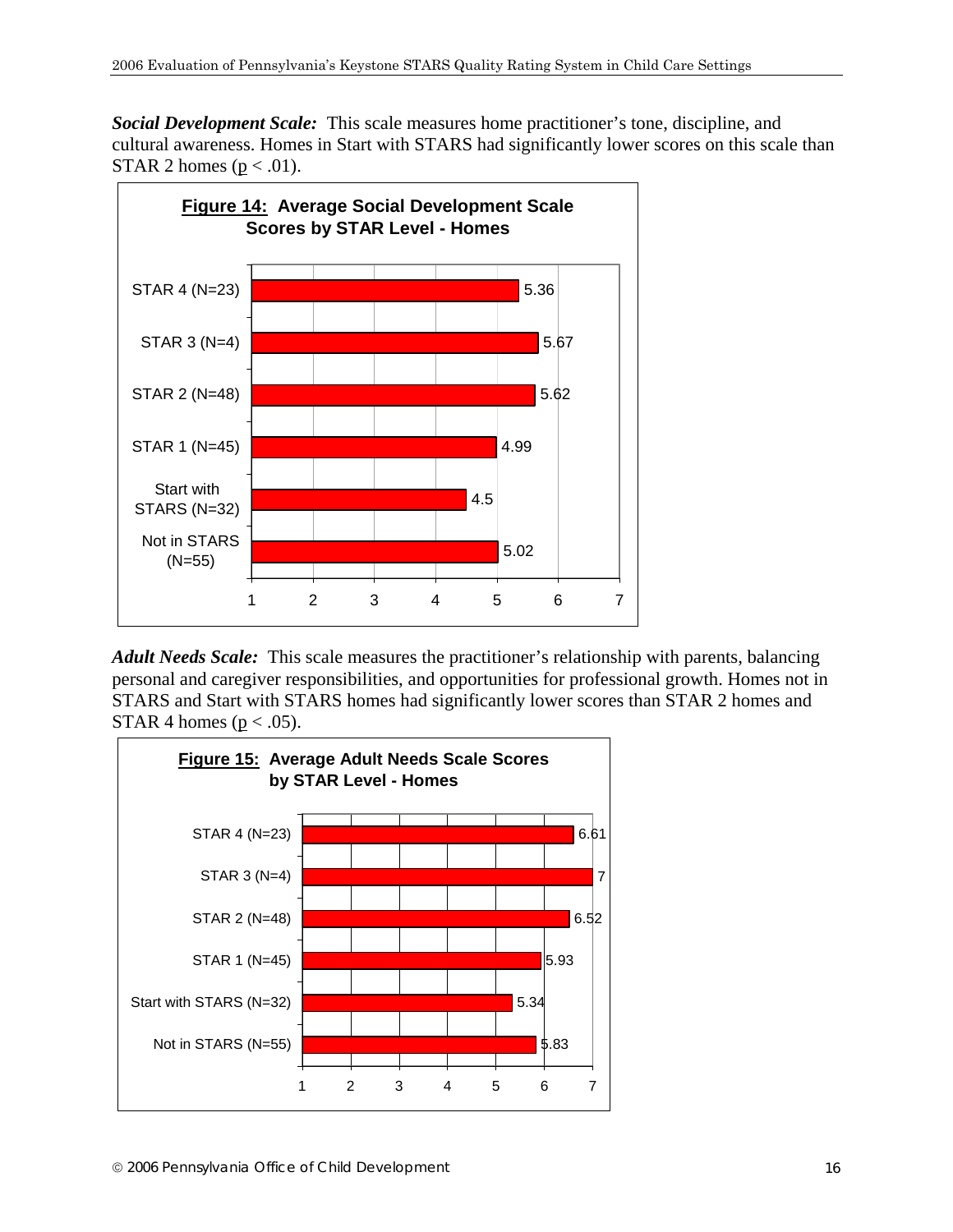***Social Development Scale:*** This scale measures home practitioner's tone, discipline, and cultural awareness. Homes in Start with STARS had significantly lower scores on this scale than STAR 2 homes ($p < .01$).

**Figure 14: Average Social Development Scale Scores by STAR Level - Homes**

| STAR Level | Average Score |
|---|---|
| STAR 4 (N=23) | 5.36 |
| STAR 3 (N=4) | 5.67 |
| STAR 2 (N=48) | 5.62 |
| STAR 1 (N=45) | 4.99 |
| Start with STARS (N=32) | 4.5 |
| Not in STARS (N=55) | 5.02 |

***Adult Needs Scale:*** This scale measures the practitioner's relationship with parents, balancing personal and caregiver responsibilities, and opportunities for professional growth. Homes not in STARS and Start with STARS homes had significantly lower scores than STAR 2 homes and STAR 4 homes ($p < .05$).

**Figure 15: Average Adult Needs Scale Scores by STAR Level - Homes**

| STAR Level | Average Score |
|---|---|
| STAR 4 (N=23) | 6.61 |
| STAR 3 (N=4) | 7 |
| STAR 2 (N=48) | 6.52 |
| STAR 1 (N=45) | 5.93 |
| Start with STARS (N=32) | 5.34 |
| Not in STARS (N=55) | 5.83 |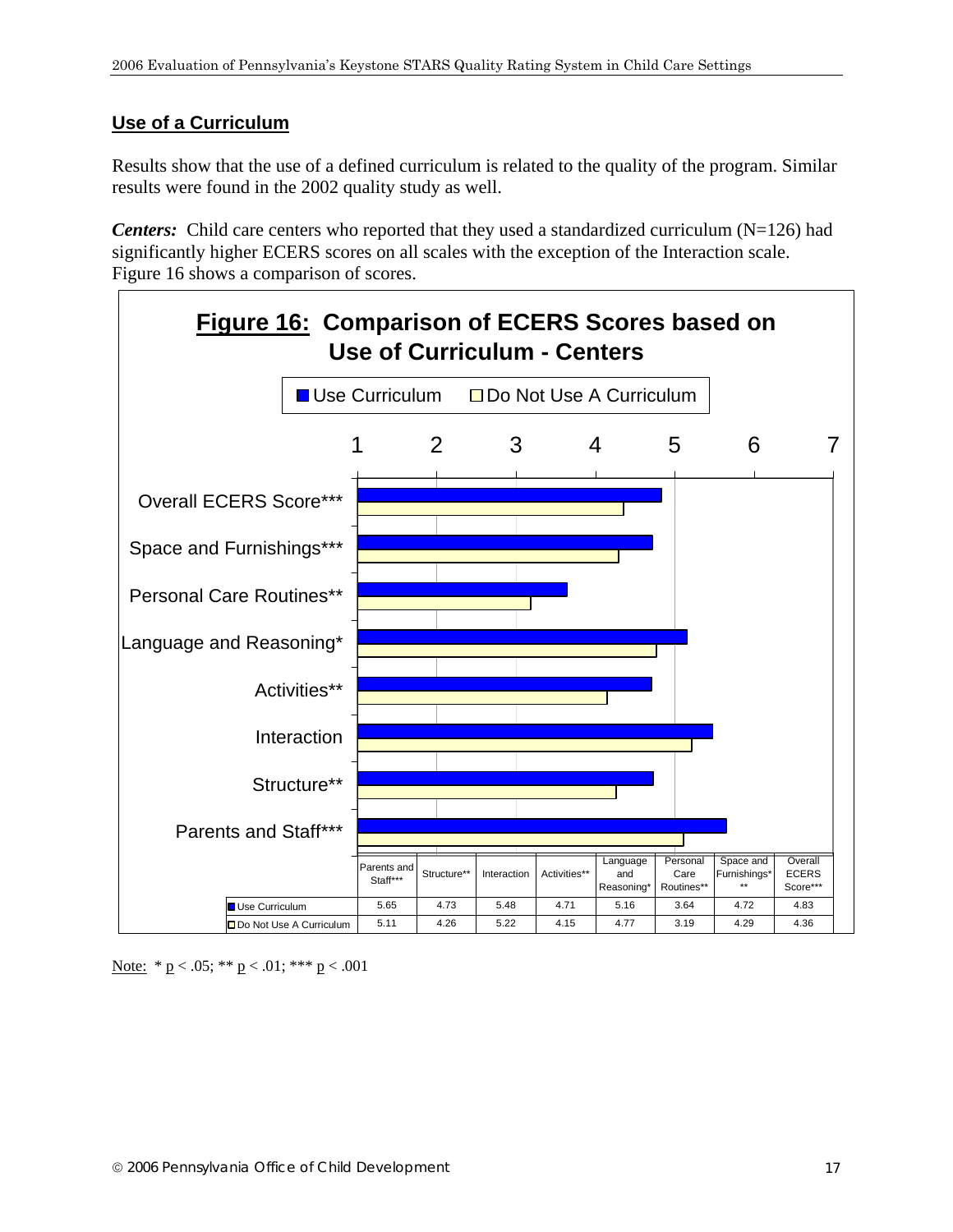## Use of a Curriculum

Results show that the use of a defined curriculum is related to the quality of the program. Similar results were found in the 2002 quality study as well.

***Centers:*** Child care centers who reported that they used a standardized curriculum (N=126) had significantly higher ECERS scores on all scales with the exception of the Interaction scale. Figure 16 shows a comparison of scores.

**Figure 16: Comparison of ECERS Scores based on Use of Curriculum - Centers**

| | Parents and Staff*** | Structure** | Interaction | Activities** | Language and Reasoning* | Personal Care Routines** | Space and Furnishings*** | Overall ECERS Score*** |
|---|---|---|---|---|---|---|---|---|
| Use Curriculum | 5.65 | 4.73 | 5.48 | 4.71 | 5.16 | 3.64 | 4.72 | 4.83 |
| Do Not Use A Curriculum | 5.11 | 4.26 | 5.22 | 4.15 | 4.77 | 3.19 | 4.29 | 4.36 |

Note: * $p < .05$; ** $p < .01$; *** $p < .001$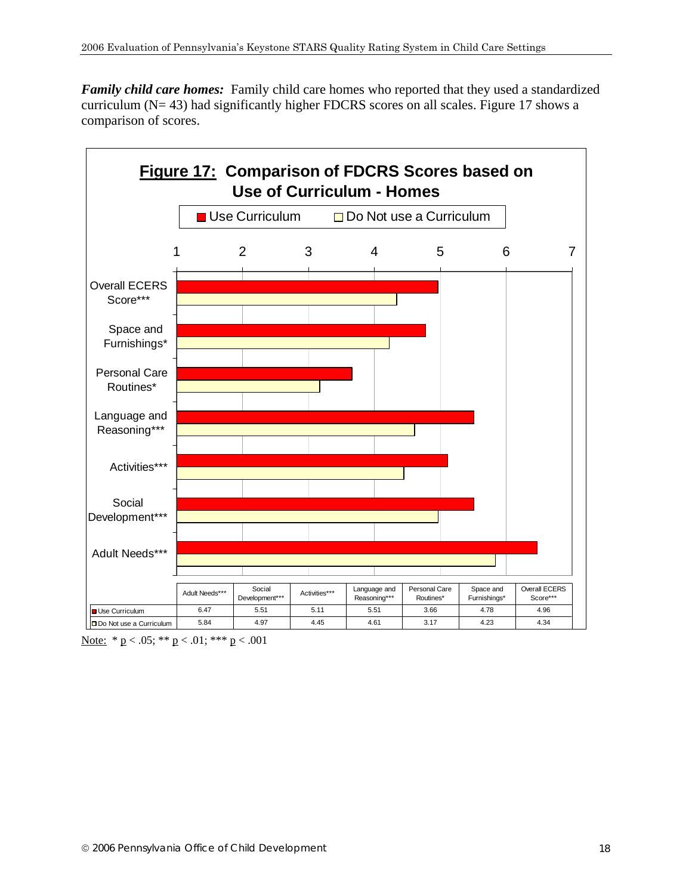***Family child care homes:*** Family child care homes who reported that they used a standardized curriculum (N= 43) had significantly higher FDCRS scores on all scales. Figure 17 shows a comparison of scores.

**Figure 17: Comparison of FDCRS Scores based on Use of Curriculum - Homes**

| | Adult Needs*** | Social Development*** | Activities*** | Language and Reasoning*** | Personal Care Routines* | Space and Furnishings* | Overall ECERS Score*** |
|---|---|---|---|---|---|---|---|
| Use Curriculum | 6.47 | 5.51 | 5.11 | 5.51 | 3.66 | 4.78 | 4.96 |
| Do Not use a Curriculum | 5.84 | 4.97 | 4.45 | 4.61 | 3.17 | 4.23 | 4.34 |

Note: * p < .05; ** p < .01; *** p < .001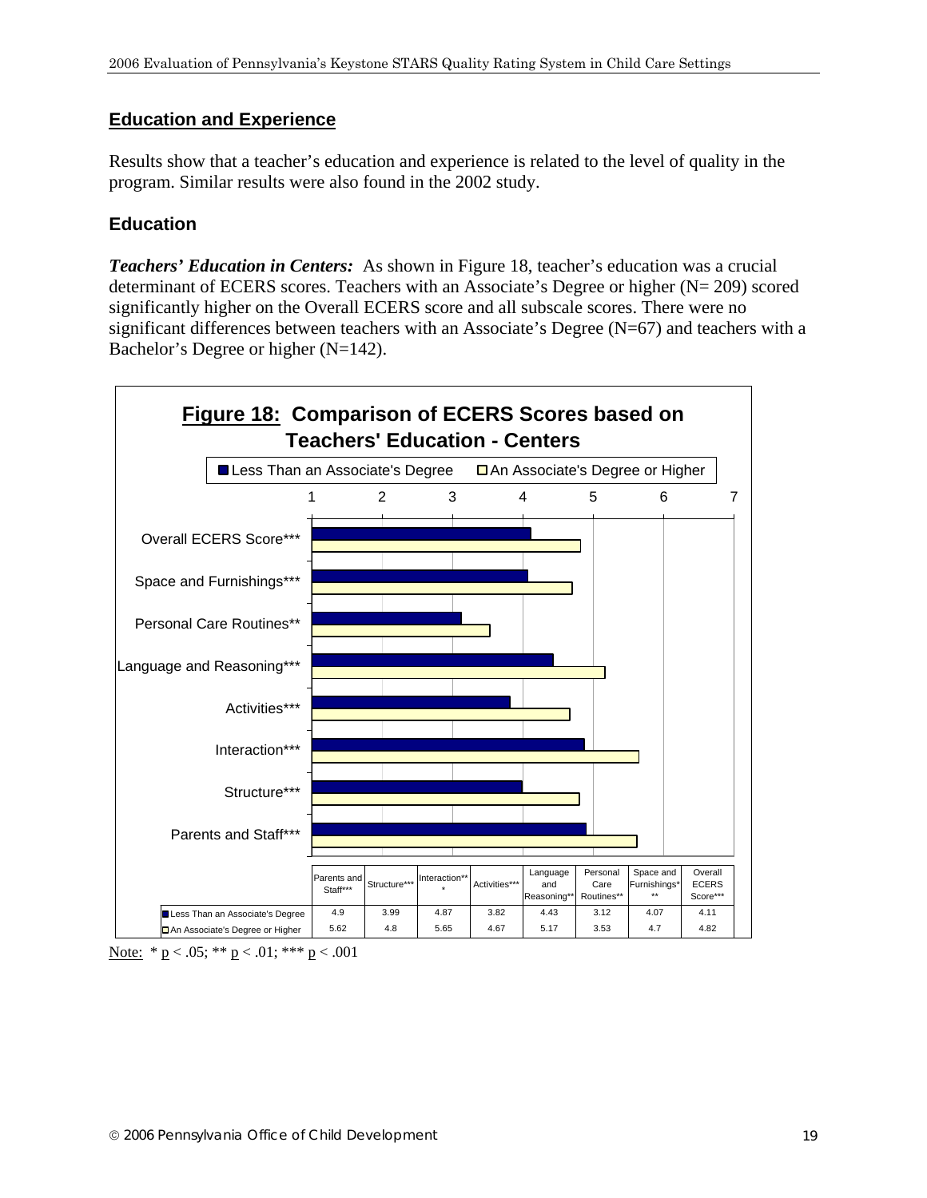## Education and Experience

Results show that a teacher's education and experience is related to the level of quality in the program. Similar results were also found in the 2002 study.

### Education

***Teachers' Education in Centers:*** As shown in Figure 18, teacher's education was a crucial determinant of ECERS scores. Teachers with an Associate's Degree or higher (N= 209) scored significantly higher on the Overall ECERS score and all subscale scores. There were no significant differences between teachers with an Associate's Degree (N=67) and teachers with a Bachelor's Degree or higher (N=142).

**Figure 18: Comparison of ECERS Scores based on Teachers' Education - Centers**

| | Parents and Staff*** | Structure*** | Interaction*** | Activities*** | Language and Reasoning*** | Personal Care Routines** | Space and Furnishings*** | Overall ECERS Score*** |
|---|---|---|---|---|---|---|---|---|
| Less Than an Associate's Degree | 4.9 | 3.99 | 4.87 | 3.82 | 4.43 | 3.12 | 4.07 | 4.11 |
| An Associate's Degree or Higher | 5.62 | 4.8 | 5.65 | 4.67 | 5.17 | 3.53 | 4.7 | 4.82 |

Note: * $p < .05$; ** $p < .01$; *** $p < .001$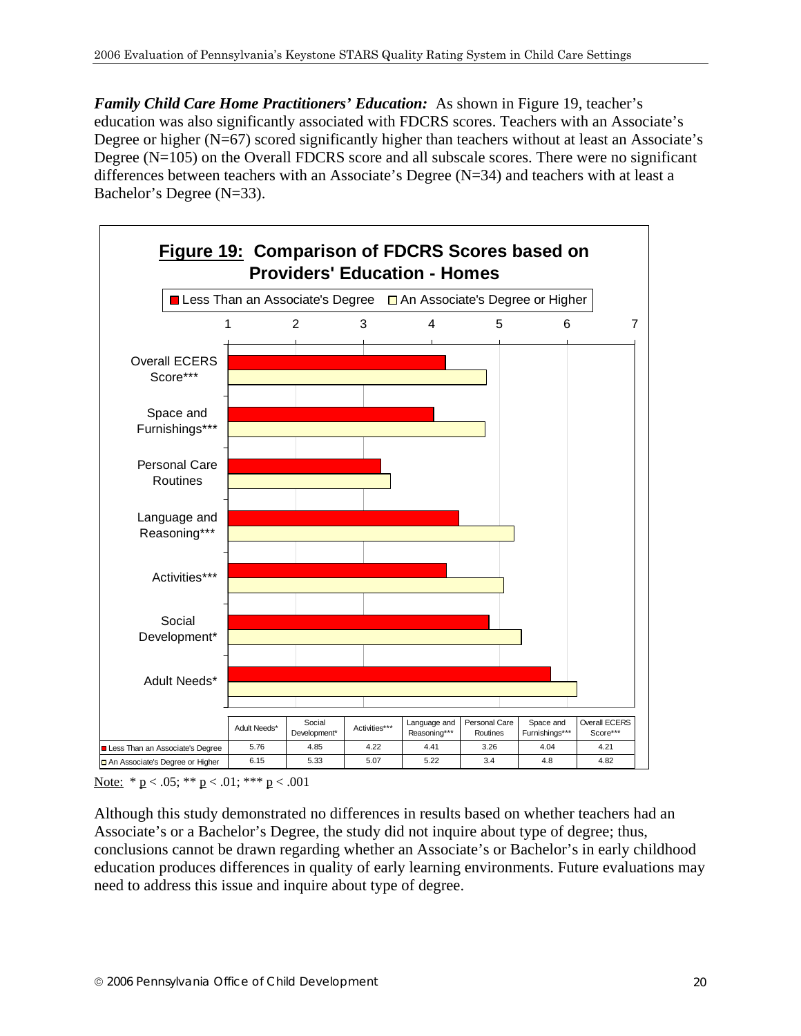***Family Child Care Home Practitioners' Education:*** As shown in Figure 19, teacher's education was also significantly associated with FDCRS scores. Teachers with an Associate's Degree or higher (N=67) scored significantly higher than teachers without at least an Associate's Degree (N=105) on the Overall FDCRS score and all subscale scores. There were no significant differences between teachers with an Associate's Degree (N=34) and teachers with at least a Bachelor's Degree (N=33).

**Figure 19: Comparison of FDCRS Scores based on Providers' Education - Homes**

| | Adult Needs* | Social Development* | Activities*** | Language and Reasoning*** | Personal Care Routines | Space and Furnishings*** | Overall ECERS Score*** |
|---|---|---|---|---|---|---|---|
| Less Than an Associate's Degree | 5.76 | 4.85 | 4.22 | 4.41 | 3.26 | 4.04 | 4.21 |
| An Associate's Degree or Higher | 6.15 | 5.33 | 5.07 | 5.22 | 3.4 | 4.8 | 4.82 |

Note: * $p < .05$; ** $p < .01$; *** $p < .001$

Although this study demonstrated no differences in results based on whether teachers had an Associate's or a Bachelor's Degree, the study did not inquire about type of degree; thus, conclusions cannot be drawn regarding whether an Associate's or Bachelor's in early childhood education produces differences in quality of early learning environments. Future evaluations may need to address this issue and inquire about type of degree.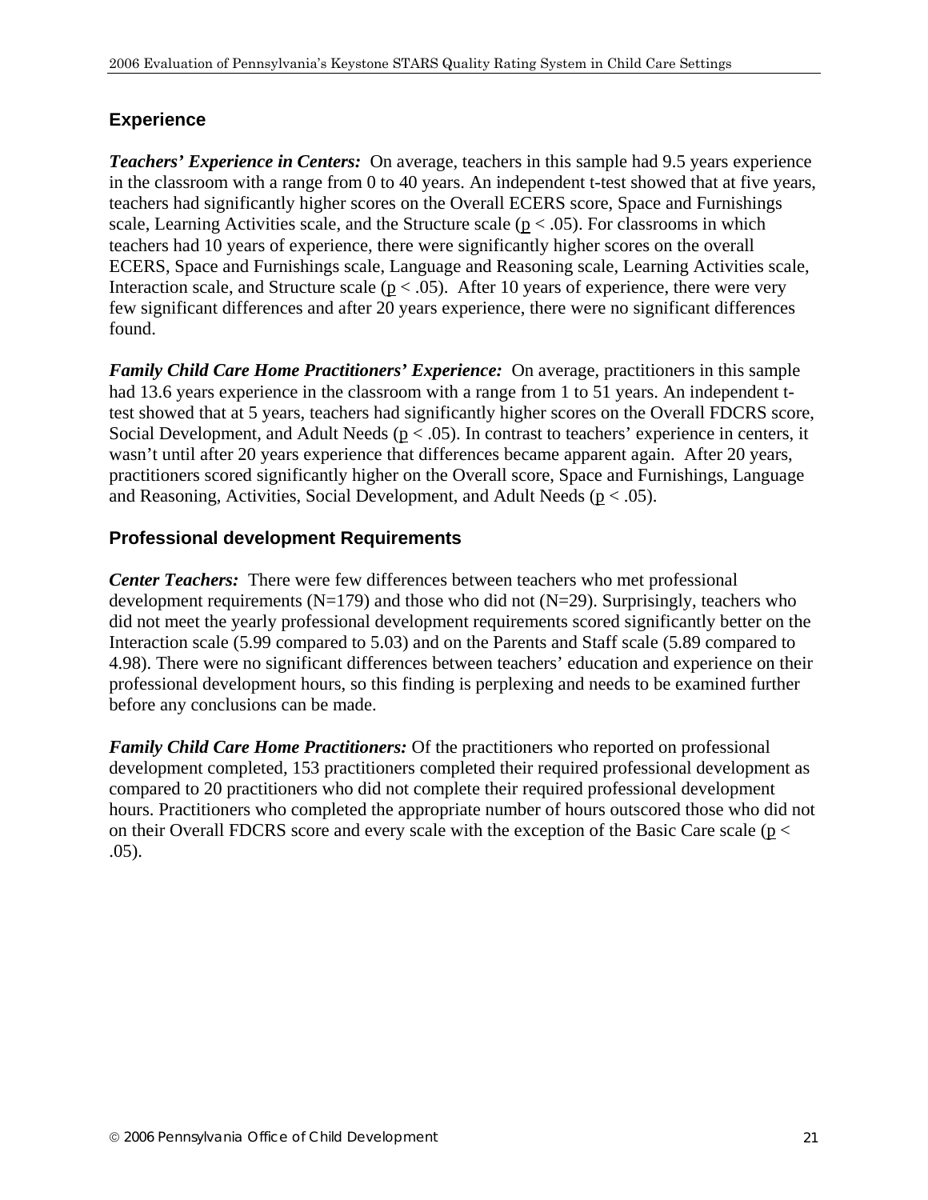## Experience

***Teachers' Experience in Centers:*** On average, teachers in this sample had 9.5 years experience in the classroom with a range from 0 to 40 years. An independent t-test showed that at five years, teachers had significantly higher scores on the Overall ECERS score, Space and Furnishings scale, Learning Activities scale, and the Structure scale ($p < .05$). For classrooms in which teachers had 10 years of experience, there were significantly higher scores on the overall ECERS, Space and Furnishings scale, Language and Reasoning scale, Learning Activities scale, Interaction scale, and Structure scale ($p < .05$). After 10 years of experience, there were very few significant differences and after 20 years experience, there were no significant differences found.

***Family Child Care Home Practitioners' Experience:*** On average, practitioners in this sample had 13.6 years experience in the classroom with a range from 1 to 51 years. An independent t-test showed that at 5 years, teachers had significantly higher scores on the Overall FDCRS score, Social Development, and Adult Needs ($p < .05$). In contrast to teachers' experience in centers, it wasn't until after 20 years experience that differences became apparent again. After 20 years, practitioners scored significantly higher on the Overall score, Space and Furnishings, Language and Reasoning, Activities, Social Development, and Adult Needs ($p < .05$).

## Professional development Requirements

***Center Teachers:*** There were few differences between teachers who met professional development requirements (N=179) and those who did not (N=29). Surprisingly, teachers who did not meet the yearly professional development requirements scored significantly better on the Interaction scale (5.99 compared to 5.03) and on the Parents and Staff scale (5.89 compared to 4.98). There were no significant differences between teachers' education and experience on their professional development hours, so this finding is perplexing and needs to be examined further before any conclusions can be made.

***Family Child Care Home Practitioners:*** Of the practitioners who reported on professional development completed, 153 practitioners completed their required professional development as compared to 20 practitioners who did not complete their required professional development hours. Practitioners who completed the appropriate number of hours outscored those who did not on their Overall FDCRS score and every scale with the exception of the Basic Care scale ($p < .05$).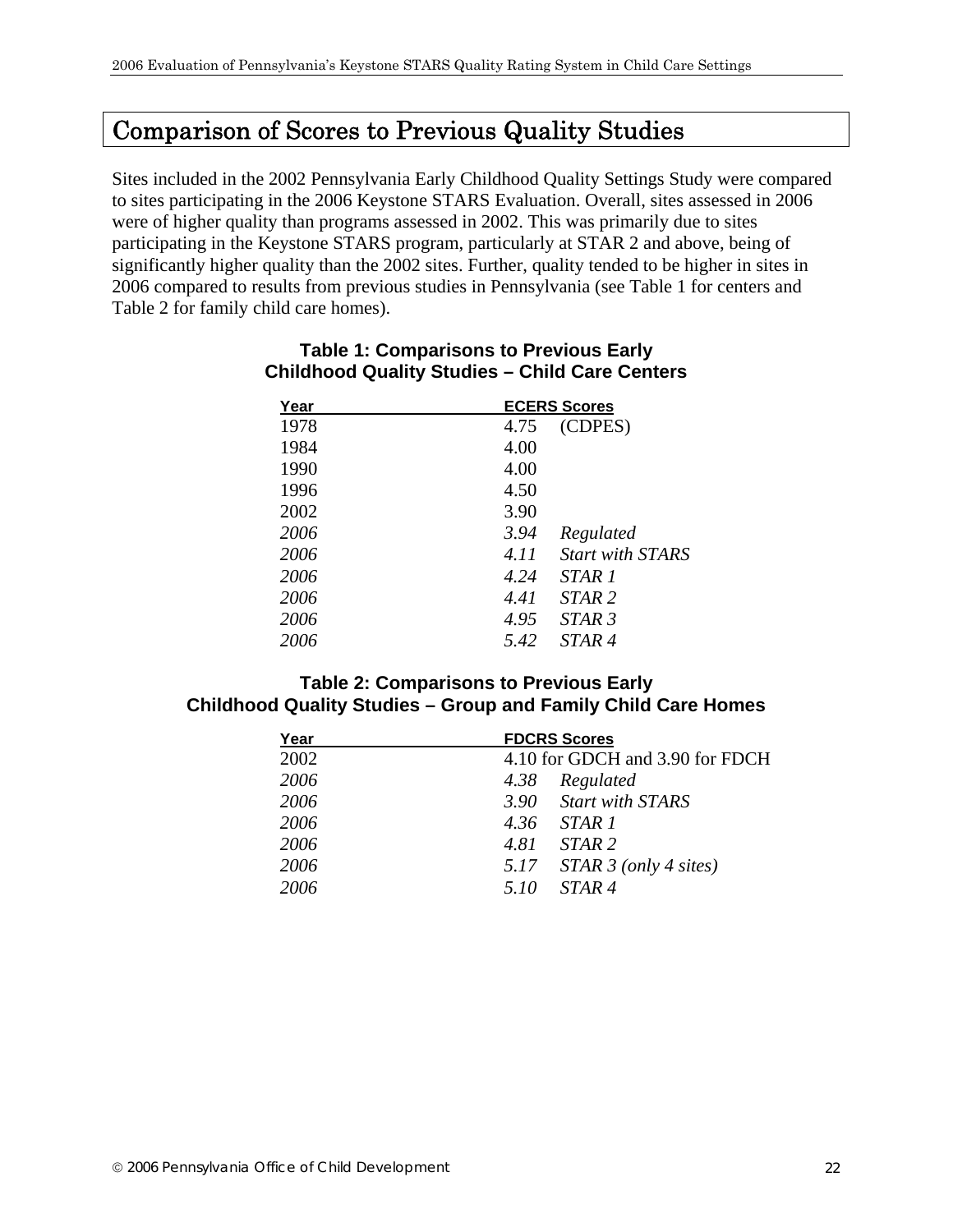# Comparison of Scores to Previous Quality Studies

Sites included in the 2002 Pennsylvania Early Childhood Quality Settings Study were compared to sites participating in the 2006 Keystone STARS Evaluation. Overall, sites assessed in 2006 were of higher quality than programs assessed in 2002. This was primarily due to sites participating in the Keystone STARS program, particularly at STAR 2 and above, being of significantly higher quality than the 2002 sites. Further, quality tended to be higher in sites in 2006 compared to results from previous studies in Pennsylvania (see Table 1 for centers and Table 2 for family child care homes).

**Table 1: Comparisons to Previous Early Childhood Quality Studies – Child Care Centers**

| Year | ECERS Scores | |
|---|---|---|
| 1978 | 4.75 | (CDPES) |
| 1984 | 4.00 | |
| 1990 | 4.00 | |
| 1996 | 4.50 | |
| 2002 | 3.90 | |
| *2006* | *3.94* | *Regulated* |
| *2006* | *4.11* | *Start with STARS* |
| *2006* | *4.24* | *STAR 1* |
| *2006* | *4.41* | *STAR 2* |
| *2006* | *4.95* | *STAR 3* |
| *2006* | *5.42* | *STAR 4* |

**Table 2: Comparisons to Previous Early Childhood Quality Studies – Group and Family Child Care Homes**

| Year | FDCRS Scores | |
|---|---|---|
| 2002 | 4.10 for GDCH and 3.90 for FDCH | |
| *2006* | *4.38* | *Regulated* |
| *2006* | *3.90* | *Start with STARS* |
| *2006* | *4.36* | *STAR 1* |
| *2006* | *4.81* | *STAR 2* |
| *2006* | *5.17* | *STAR 3 (only 4 sites)* |
| *2006* | *5.10* | *STAR 4* |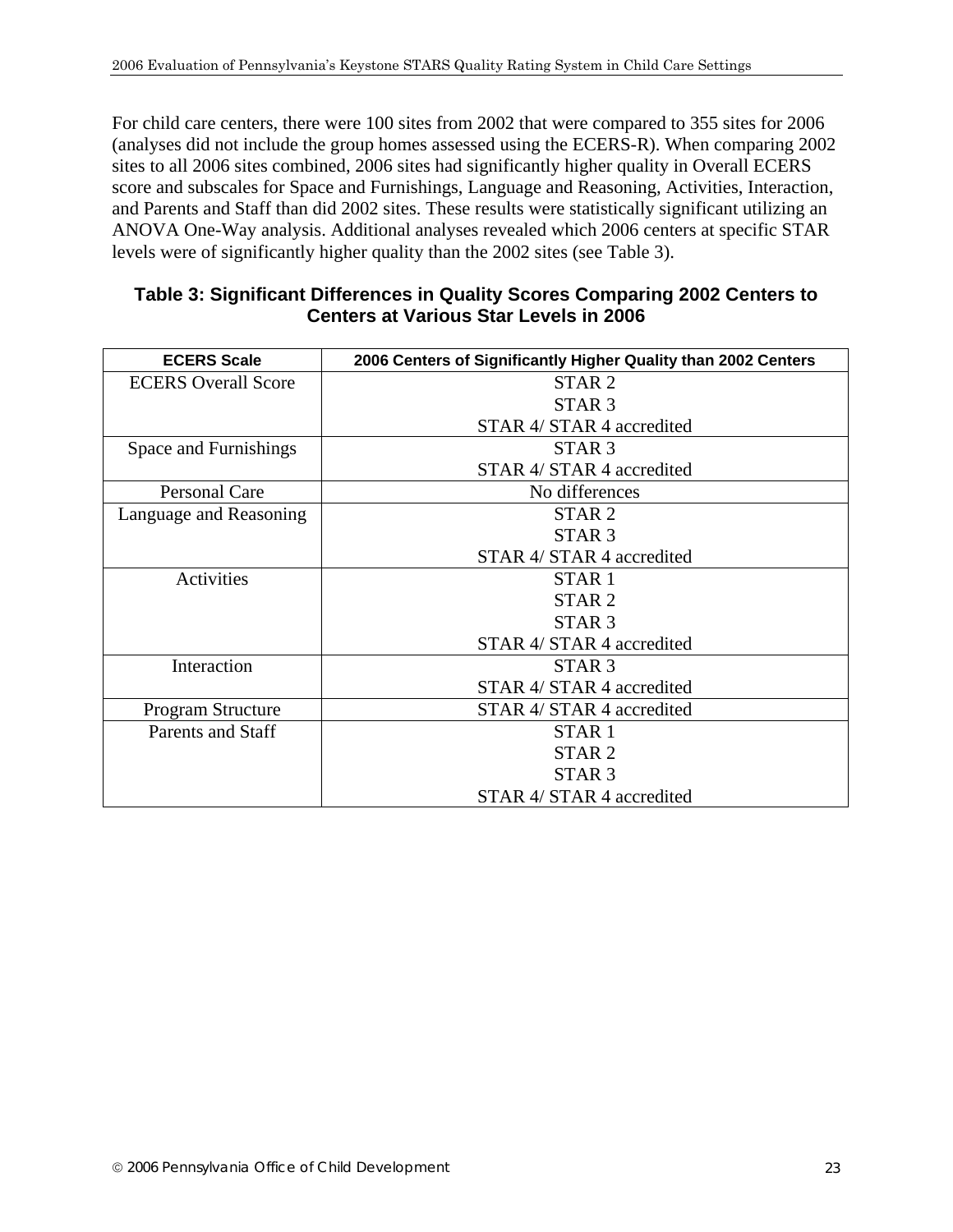For child care centers, there were 100 sites from 2002 that were compared to 355 sites for 2006 (analyses did not include the group homes assessed using the ECERS-R). When comparing 2002 sites to all 2006 sites combined, 2006 sites had significantly higher quality in Overall ECERS score and subscales for Space and Furnishings, Language and Reasoning, Activities, Interaction, and Parents and Staff than did 2002 sites. These results were statistically significant utilizing an ANOVA One-Way analysis. Additional analyses revealed which 2006 centers at specific STAR levels were of significantly higher quality than the 2002 sites (see Table 3).

**Table 3: Significant Differences in Quality Scores Comparing 2002 Centers to Centers at Various Star Levels in 2006**

| ECERS Scale | 2006 Centers of Significantly Higher Quality than 2002 Centers |
|---|---|
| ECERS Overall Score | STAR 2<br>STAR 3<br>STAR 4/ STAR 4 accredited |
| Space and Furnishings | STAR 3<br>STAR 4/ STAR 4 accredited |
| Personal Care | No differences |
| Language and Reasoning | STAR 2<br>STAR 3<br>STAR 4/ STAR 4 accredited |
| Activities | STAR 1<br>STAR 2<br>STAR 3<br>STAR 4/ STAR 4 accredited |
| Interaction | STAR 3<br>STAR 4/ STAR 4 accredited |
| Program Structure | STAR 4/ STAR 4 accredited |
| Parents and Staff | STAR 1<br>STAR 2<br>STAR 3<br>STAR 4/ STAR 4 accredited |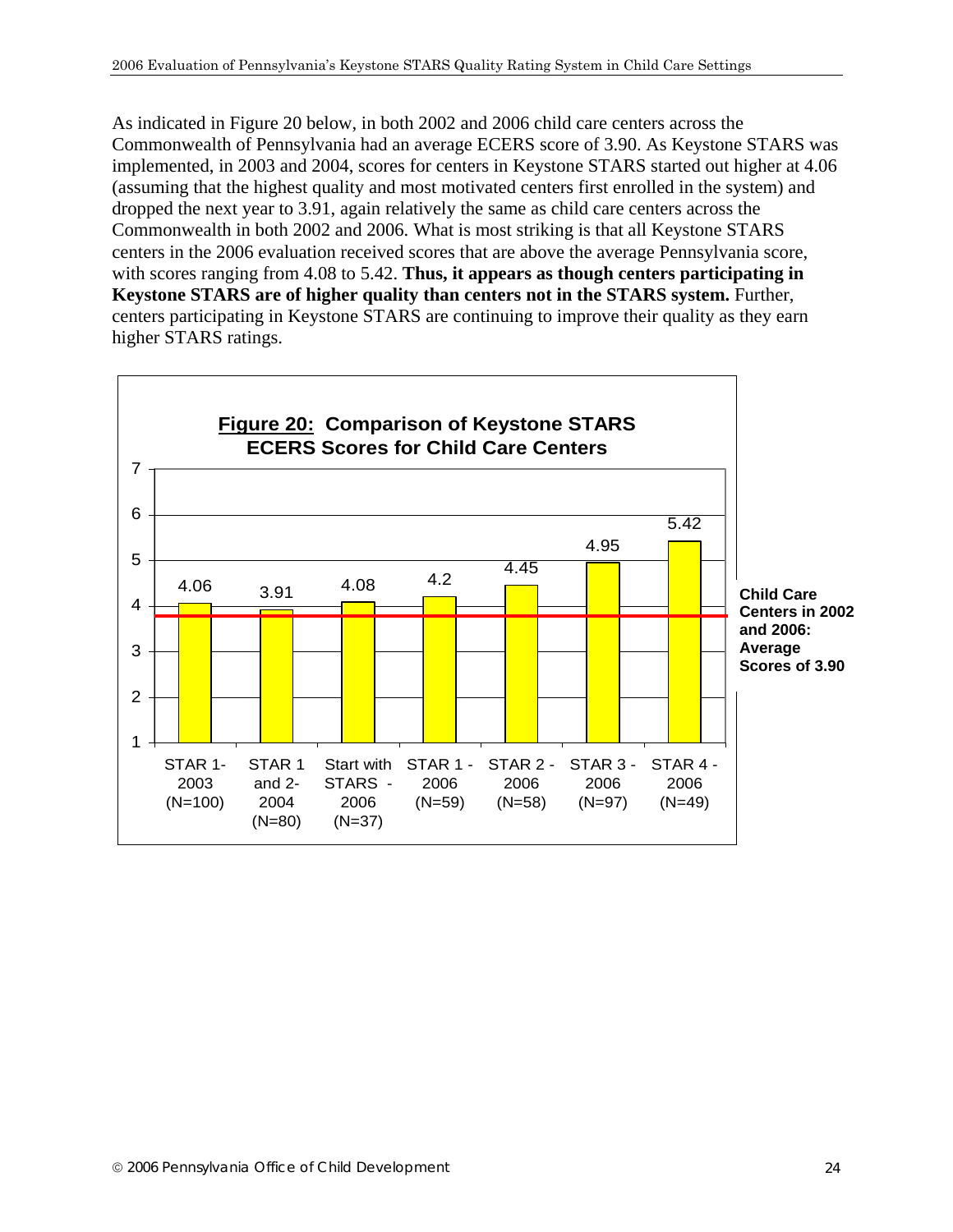As indicated in Figure 20 below, in both 2002 and 2006 child care centers across the Commonwealth of Pennsylvania had an average ECERS score of 3.90. As Keystone STARS was implemented, in 2003 and 2004, scores for centers in Keystone STARS started out higher at 4.06 (assuming that the highest quality and most motivated centers first enrolled in the system) and dropped the next year to 3.91, again relatively the same as child care centers across the Commonwealth in both 2002 and 2006. What is most striking is that all Keystone STARS centers in the 2006 evaluation received scores that are above the average Pennsylvania score, with scores ranging from 4.08 to 5.42. **Thus, it appears as though centers participating in Keystone STARS are of higher quality than centers not in the STARS system.** Further, centers participating in Keystone STARS are continuing to improve their quality as they earn higher STARS ratings.

**Figure 20: Comparison of Keystone STARS ECERS Scores for Child Care Centers**

| Group | ECERS Score |
|---|---|
| STAR 1- 2003 (N=100) | 4.06 |
| STAR 1 and 2- 2004 (N=80) | 3.91 |
| Start with STARS - 2006 (N=37) | 4.08 |
| STAR 1 - 2006 (N=59) | 4.2 |
| STAR 2 - 2006 (N=58) | 4.45 |
| STAR 3 - 2006 (N=97) | 4.95 |
| STAR 4 - 2006 (N=49) | 5.42 |

**Child Care Centers in 2002 and 2006: Average Scores of 3.90**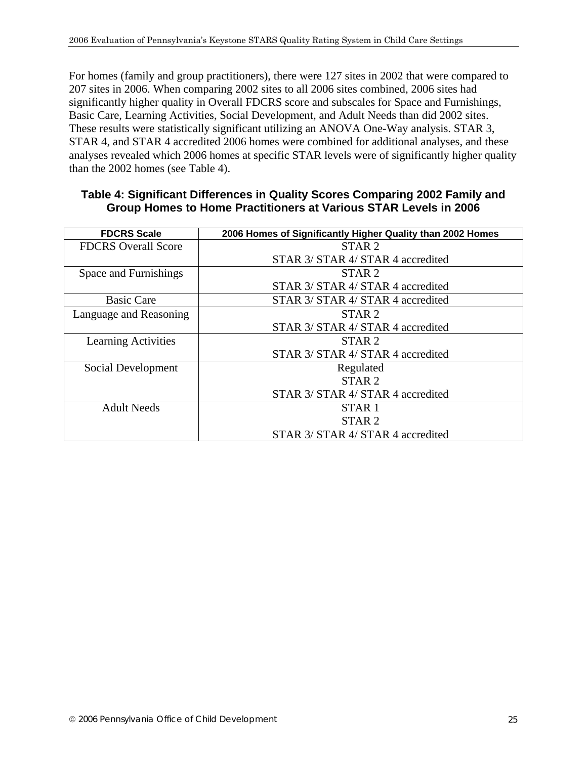For homes (family and group practitioners), there were 127 sites in 2002 that were compared to 207 sites in 2006. When comparing 2002 sites to all 2006 sites combined, 2006 sites had significantly higher quality in Overall FDCRS score and subscales for Space and Furnishings, Basic Care, Learning Activities, Social Development, and Adult Needs than did 2002 sites. These results were statistically significant utilizing an ANOVA One-Way analysis. STAR 3, STAR 4, and STAR 4 accredited 2006 homes were combined for additional analyses, and these analyses revealed which 2006 homes at specific STAR levels were of significantly higher quality than the 2002 homes (see Table 4).

**Table 4: Significant Differences in Quality Scores Comparing 2002 Family and Group Homes to Home Practitioners at Various STAR Levels in 2006**

| FDCRS Scale | 2006 Homes of Significantly Higher Quality than 2002 Homes |
|---|---|
| FDCRS Overall Score | STAR 2<br>STAR 3/ STAR 4/ STAR 4 accredited |
| Space and Furnishings | STAR 2<br>STAR 3/ STAR 4/ STAR 4 accredited |
| Basic Care | STAR 3/ STAR 4/ STAR 4 accredited |
| Language and Reasoning | STAR 2<br>STAR 3/ STAR 4/ STAR 4 accredited |
| Learning Activities | STAR 2<br>STAR 3/ STAR 4/ STAR 4 accredited |
| Social Development | Regulated<br>STAR 2<br>STAR 3/ STAR 4/ STAR 4 accredited |
| Adult Needs | STAR 1<br>STAR 2<br>STAR 3/ STAR 4/ STAR 4 accredited |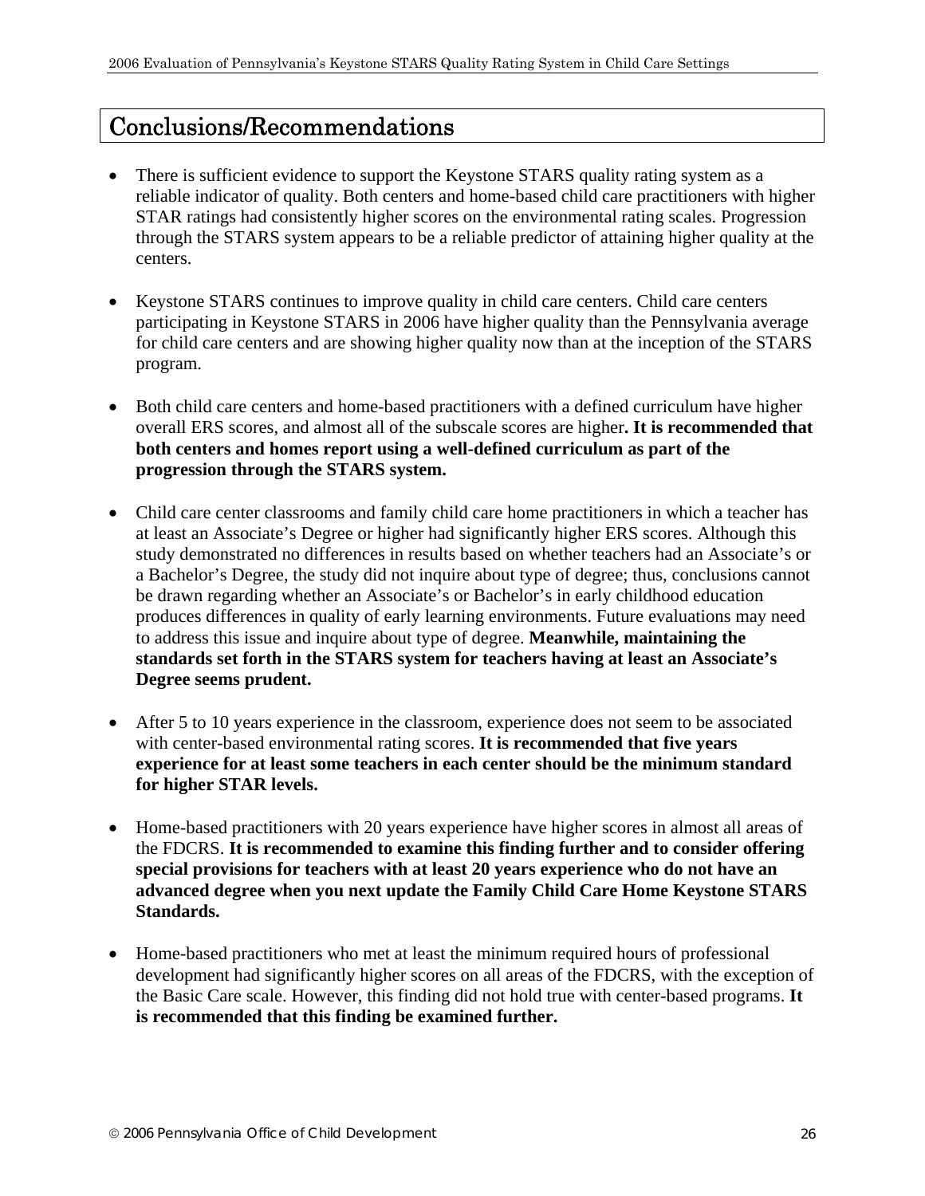## Conclusions/Recommendations

- There is sufficient evidence to support the Keystone STARS quality rating system as a reliable indicator of quality. Both centers and home-based child care practitioners with higher STAR ratings had consistently higher scores on the environmental rating scales. Progression through the STARS system appears to be a reliable predictor of attaining higher quality at the centers.

- Keystone STARS continues to improve quality in child care centers. Child care centers participating in Keystone STARS in 2006 have higher quality than the Pennsylvania average for child care centers and are showing higher quality now than at the inception of the STARS program.

- Both child care centers and home-based practitioners with a defined curriculum have higher overall ERS scores, and almost all of the subscale scores are higher**. It is recommended that both centers and homes report using a well-defined curriculum as part of the progression through the STARS system.**

- Child care center classrooms and family child care home practitioners in which a teacher has at least an Associate's Degree or higher had significantly higher ERS scores. Although this study demonstrated no differences in results based on whether teachers had an Associate's or a Bachelor's Degree, the study did not inquire about type of degree; thus, conclusions cannot be drawn regarding whether an Associate's or Bachelor's in early childhood education produces differences in quality of early learning environments. Future evaluations may need to address this issue and inquire about type of degree. **Meanwhile, maintaining the standards set forth in the STARS system for teachers having at least an Associate's Degree seems prudent.**

- After 5 to 10 years experience in the classroom, experience does not seem to be associated with center-based environmental rating scores. **It is recommended that five years experience for at least some teachers in each center should be the minimum standard for higher STAR levels.**

- Home-based practitioners with 20 years experience have higher scores in almost all areas of the FDCRS. **It is recommended to examine this finding further and to consider offering special provisions for teachers with at least 20 years experience who do not have an advanced degree when you next update the Family Child Care Home Keystone STARS Standards.**

- Home-based practitioners who met at least the minimum required hours of professional development had significantly higher scores on all areas of the FDCRS, with the exception of the Basic Care scale. However, this finding did not hold true with center-based programs. **It is recommended that this finding be examined further.**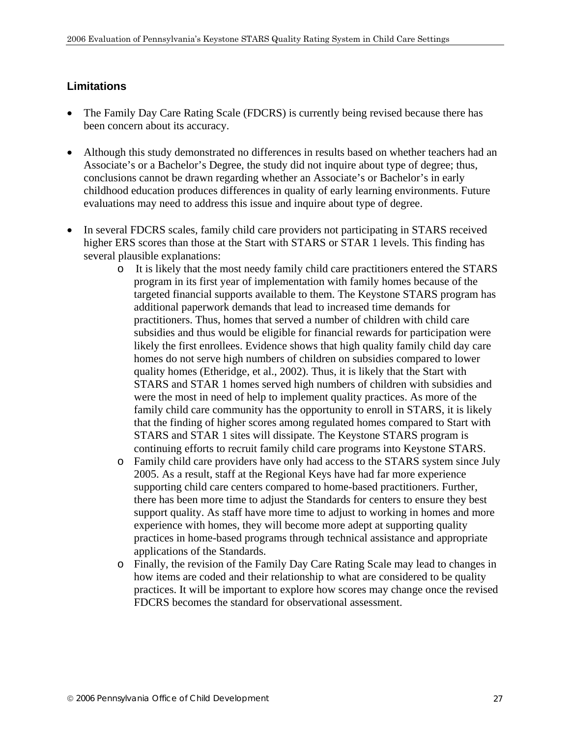## Limitations

- The Family Day Care Rating Scale (FDCRS) is currently being revised because there has been concern about its accuracy.
- Although this study demonstrated no differences in results based on whether teachers had an Associate's or a Bachelor's Degree, the study did not inquire about type of degree; thus, conclusions cannot be drawn regarding whether an Associate's or Bachelor's in early childhood education produces differences in quality of early learning environments. Future evaluations may need to address this issue and inquire about type of degree.
- In several FDCRS scales, family child care providers not participating in STARS received higher ERS scores than those at the Start with STARS or STAR 1 levels. This finding has several plausible explanations:
  - It is likely that the most needy family child care practitioners entered the STARS program in its first year of implementation with family homes because of the targeted financial supports available to them. The Keystone STARS program has additional paperwork demands that lead to increased time demands for practitioners. Thus, homes that served a number of children with child care subsidies and thus would be eligible for financial rewards for participation were likely the first enrollees. Evidence shows that high quality family child day care homes do not serve high numbers of children on subsidies compared to lower quality homes (Etheridge, et al., 2002). Thus, it is likely that the Start with STARS and STAR 1 homes served high numbers of children with subsidies and were the most in need of help to implement quality practices. As more of the family child care community has the opportunity to enroll in STARS, it is likely that the finding of higher scores among regulated homes compared to Start with STARS and STAR 1 sites will dissipate. The Keystone STARS program is continuing efforts to recruit family child care programs into Keystone STARS.
  - Family child care providers have only had access to the STARS system since July 2005. As a result, staff at the Regional Keys have had far more experience supporting child care centers compared to home-based practitioners. Further, there has been more time to adjust the Standards for centers to ensure they best support quality. As staff have more time to adjust to working in homes and more experience with homes, they will become more adept at supporting quality practices in home-based programs through technical assistance and appropriate applications of the Standards.
  - Finally, the revision of the Family Day Care Rating Scale may lead to changes in how items are coded and their relationship to what are considered to be quality practices. It will be important to explore how scores may change once the revised FDCRS becomes the standard for observational assessment.